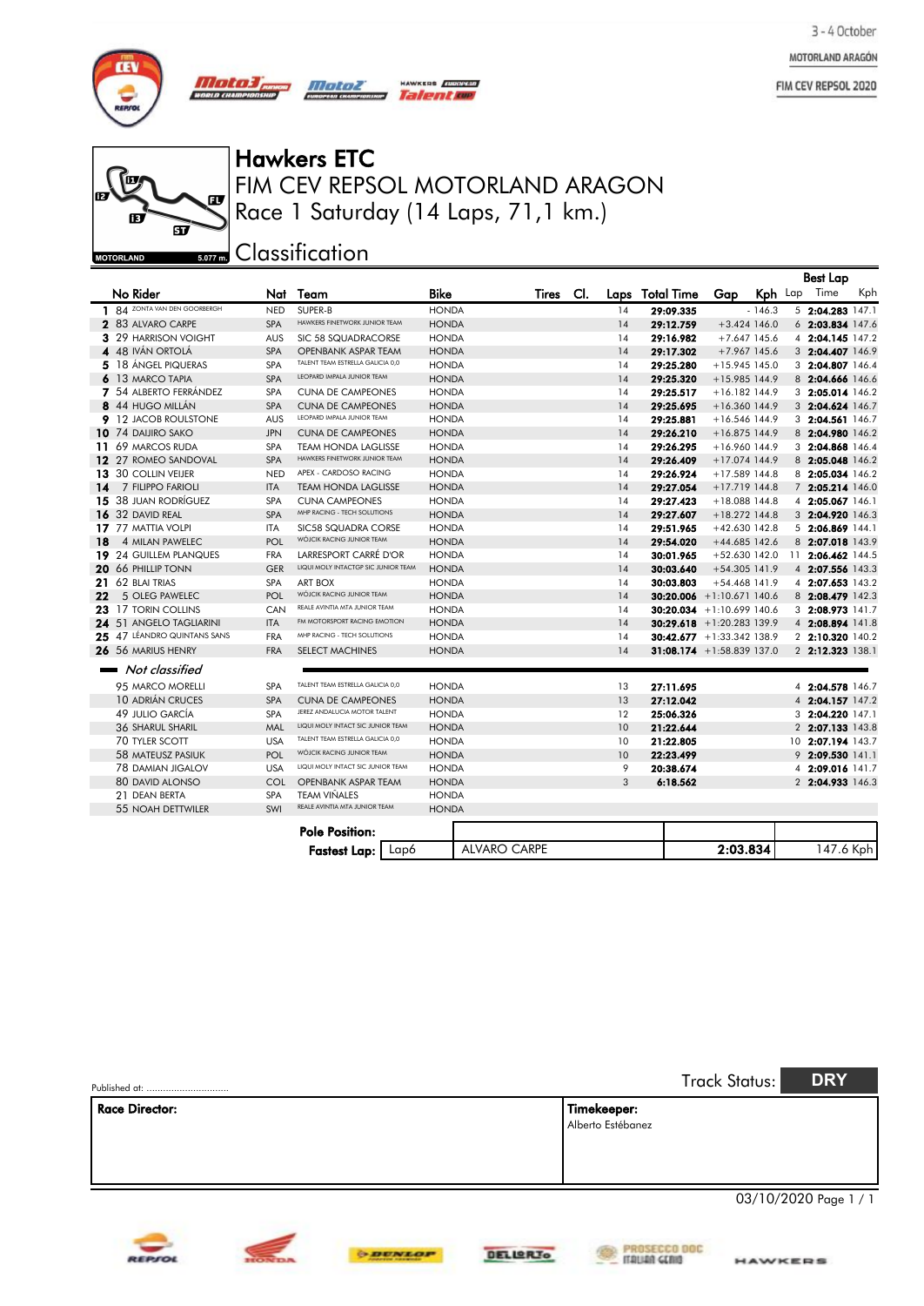3 - 4 October

MOTORLAND ARAGÓN

FIM CEV REPSOL 2020

# Hawkers ETC

## FIM CEV REPSOL MOTORLAND ARAGON

## Race 1 Saturday (14 Laps, 71,1 km.)

MOTORLAND 5.077 m.

## Classification

| | No | Rider | Nat | Team | Bike | Tires | Cl. | Laps | Total Time | Gap | Kph | Best Lap Lap | Best Lap Time | Best Lap Kph |
|---|---|---|---|---|---|---|---|---|---|---|---|---|---|---|
| 1 | 84 | ZONTA VAN DEN GOORBERGH | NED | SUPER-B | HONDA | | | 14 | 29:09.335 | - | 146.3 | 5 | 2:04.283 | 147.1 |
| 2 | 83 | ALVARO CARPE | SPA | HAWKERS FINETWORK JUNIOR TEAM | HONDA | | | 14 | 29:12.759 | +3.424 | 146.0 | 6 | 2:03.834 | 147.6 |
| 3 | 29 | HARRISON VOIGHT | AUS | SIC 58 SQUADRACORSE | HONDA | | | 14 | 29:16.982 | +7.647 | 145.6 | 4 | 2:04.145 | 147.2 |
| 4 | 48 | IVÁN ORTOLÁ | SPA | OPENBANK ASPAR TEAM | HONDA | | | 14 | 29:17.302 | +7.967 | 145.6 | 3 | 2:04.407 | 146.9 |
| 5 | 18 | ÁNGEL PIQUERAS | SPA | TALENT TEAM ESTRELLA GALICIA 0,0 | HONDA | | | 14 | 29:25.280 | +15.945 | 145.0 | 3 | 2:04.807 | 146.4 |
| 6 | 13 | MARCO TAPIA | SPA | LEOPARD IMPALA JUNIOR TEAM | HONDA | | | 14 | 29:25.320 | +15.985 | 144.9 | 8 | 2:04.666 | 146.6 |
| 7 | 54 | ALBERTO FERRÁNDEZ | SPA | CUNA DE CAMPEONES | HONDA | | | 14 | 29:25.517 | +16.182 | 144.9 | 3 | 2:05.014 | 146.2 |
| 8 | 44 | HUGO MILLÁN | SPA | CUNA DE CAMPEONES | HONDA | | | 14 | 29:25.695 | +16.360 | 144.9 | 3 | 2:04.624 | 146.7 |
| 9 | 12 | JACOB ROULSTONE | AUS | LEOPARD IMPALA JUNIOR TEAM | HONDA | | | 14 | 29:25.881 | +16.546 | 144.9 | 3 | 2:04.561 | 146.7 |
| 10 | 74 | DAIJIRO SAKO | JPN | CUNA DE CAMPEONES | HONDA | | | 14 | 29:26.210 | +16.875 | 144.9 | 8 | 2:04.980 | 146.2 |
| 11 | 69 | MARCOS RUDA | SPA | TEAM HONDA LAGLISSE | HONDA | | | 14 | 29:26.295 | +16.960 | 144.9 | 3 | 2:04.868 | 146.4 |
| 12 | 27 | ROMEO SANDOVAL | SPA | HAWKERS FINETWORK JUNIOR TEAM | HONDA | | | 14 | 29:26.409 | +17.074 | 144.9 | 8 | 2:05.048 | 146.2 |
| 13 | 30 | COLLIN VEIJER | NED | APEX - CARDOSO RACING | HONDA | | | 14 | 29:26.924 | +17.589 | 144.8 | 8 | 2:05.034 | 146.2 |
| 14 | 7 | FILIPPO FARIOLI | ITA | TEAM HONDA LAGLISSE | HONDA | | | 14 | 29:27.054 | +17.719 | 144.8 | 7 | 2:05.214 | 146.0 |
| 15 | 38 | JUAN RODRÍGUEZ | SPA | CUNA CAMPEONES | HONDA | | | 14 | 29:27.423 | +18.088 | 144.8 | 4 | 2:05.067 | 146.1 |
| 16 | 32 | DAVID REAL | SPA | MHP RACING - TECH SOLUTIONS | HONDA | | | 14 | 29:27.607 | +18.272 | 144.8 | 3 | 2:04.920 | 146.3 |
| 17 | 77 | MATTIA VOLPI | ITA | SIC58 SQUADRA CORSE | HONDA | | | 14 | 29:51.965 | +42.630 | 142.8 | 5 | 2:06.869 | 144.1 |
| 18 | 4 | MILAN PAWELEC | POL | WÓJCIK RACING JUNIOR TEAM | HONDA | | | 14 | 29:54.020 | +44.685 | 142.6 | 8 | 2:07.018 | 143.9 |
| 19 | 24 | GUILLEM PLANQUES | FRA | LARRESPORT CARRÉ D'OR | HONDA | | | 14 | 30:01.965 | +52.630 | 142.0 | 11 | 2:06.462 | 144.5 |
| 20 | 66 | PHILLIP TONN | GER | LIQUI MOLY INTACTGP SIC JUNIOR TEAM | HONDA | | | 14 | 30:03.640 | +54.305 | 141.9 | 4 | 2:07.556 | 143.3 |
| 21 | 62 | BLAI TRIAS | SPA | ART BOX | HONDA | | | 14 | 30:03.803 | +54.468 | 141.9 | 4 | 2:07.653 | 143.2 |
| 22 | 5 | OLEG PAWELEC | POL | WÓJCIK RACING JUNIOR TEAM | HONDA | | | 14 | 30:20.006 | +1:10.671 | 140.6 | 8 | 2:08.479 | 142.3 |
| 23 | 17 | TORIN COLLINS | CAN | REALE AVINTIA MTA JUNIOR TEAM | HONDA | | | 14 | 30:20.034 | +1:10.699 | 140.6 | 3 | 2:08.973 | 141.7 |
| 24 | 51 | ANGELO TAGLIARINI | ITA | FM MOTORSPORT RACING EMOTION | HONDA | | | 14 | 30:29.618 | +1:20.283 | 139.9 | 4 | 2:08.894 | 141.8 |
| 25 | 47 | LÉANDRO QUINTANS SANS | FRA | MHP RACING - TECH SOLUTIONS | HONDA | | | 14 | 30:42.677 | +1:33.342 | 138.9 | 2 | 2:10.320 | 140.2 |
| 26 | 56 | MARIUS HENRY | FRA | SELECT MACHINES | HONDA | | | 14 | 31:08.174 | +1:58.839 | 137.0 | 2 | 2:12.323 | 138.1 |
| | | *Not classified* | | | | | | | | | | | | |
| | 95 | MARCO MORELLI | SPA | TALENT TEAM ESTRELLA GALICIA 0,0 | HONDA | | | 13 | 27:11.695 | | | 4 | 2:04.578 | 146.7 |
| | 10 | ADRIÁN CRUCES | SPA | CUNA DE CAMPEONES | HONDA | | | 13 | 27:12.042 | | | 4 | 2:04.157 | 147.2 |
| | 49 | JULIO GARCÍA | SPA | JEREZ ANDALUCIA MOTOR TALENT | HONDA | | | 12 | 25:06.326 | | | 3 | 2:04.220 | 147.1 |
| | 36 | SHARUL SHARIL | MAL | LIQUI MOLY INTACT SIC JUNIOR TEAM | HONDA | | | 10 | 21:22.644 | | | 2 | 2:07.133 | 143.8 |
| | 70 | TYLER SCOTT | USA | TALENT TEAM ESTRELLA GALICIA 0,0 | HONDA | | | 10 | 21:22.805 | | | 10 | 2:07.194 | 143.7 |
| | 58 | MATEUSZ PASIUK | POL | WÓJCIK RACING JUNIOR TEAM | HONDA | | | 10 | 22:23.499 | | | 9 | 2:09.530 | 141.1 |
| | 78 | DAMIAN JIGALOV | USA | LIQUI MOLY INTACT SIC JUNIOR TEAM | HONDA | | | 9 | 20:38.674 | | | 4 | 2:09.016 | 141.7 |
| | 80 | DAVID ALONSO | COL | OPENBANK ASPAR TEAM | HONDA | | | 3 | 6:18.562 | | | 2 | 2:04.933 | 146.3 |
| | 21 | DEAN BERTA | SPA | TEAM VIÑALES | HONDA | | | | | | | | | |
| | 55 | NOAH DETTWILER | SWI | REALE AVINTIA MTA JUNIOR TEAM | HONDA | | | | | | | | | |

| | | | | |
|---|---|---|---|---|
| **Pole Position:** | | | | |
| **Fastest Lap:** | Lap6 | ALVARO CARPE | 2:03.834 | 147.6 Kph |

Published at: ..............................

Track Status: **DRY**

| **Race Director:** | **Timekeeper:** Alberto Estébanez |
|---|---|

03/10/2020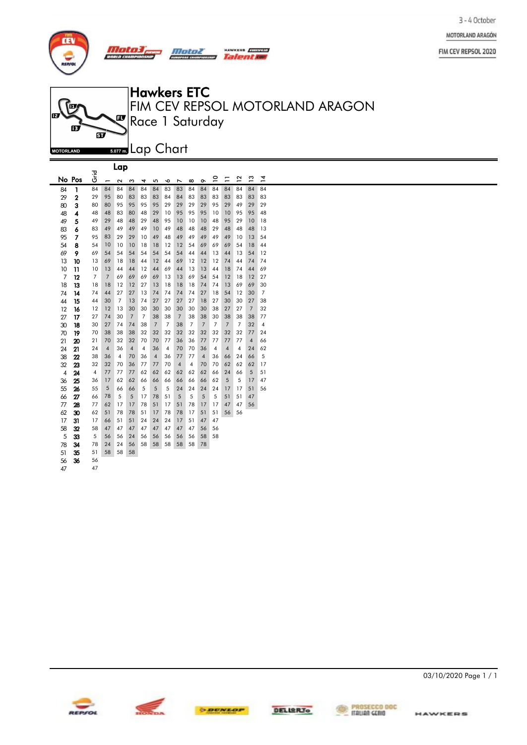# Hawkers ETC

## FIM CEV REPSOL MOTORLAND ARAGON

## Race 1 Saturday

## Lap Chart

MOTORLAND 5.077 m.

| No | Pos | Grid | 1 | 2 | 3 | 4 | 5 | 6 | 7 | 8 | 9 | 10 | 11 | 12 | 13 | 14 |
|---|---|---|---|---|---|---|---|---|---|---|---|---|---|---|---|---|
| 84 | **1** | 84 | 84 | 84 | 84 | 84 | 84 | 83 | 83 | 84 | 84 | 84 | 84 | 84 | 84 | 84 |
| 29 | **2** | 29 | 95 | 80 | 83 | 83 | 83 | 84 | 84 | 83 | 83 | 83 | 83 | 83 | 83 | 83 |
| 80 | **3** | 80 | 80 | 95 | 95 | 95 | 95 | 29 | 29 | 29 | 29 | 95 | 29 | 49 | 29 | 29 |
| 48 | **4** | 48 | 48 | 83 | 80 | 48 | 29 | 10 | 95 | 95 | 95 | 10 | 10 | 95 | 95 | 48 |
| 49 | **5** | 49 | 29 | 48 | 48 | 29 | 48 | 95 | 10 | 10 | 10 | 48 | 95 | 29 | 10 | 18 |
| 83 | **6** | 83 | 49 | 49 | 49 | 49 | 10 | 49 | 48 | 48 | 48 | 29 | 48 | 48 | 48 | 13 |
| 95 | **7** | 95 | 83 | 29 | 29 | 10 | 49 | 48 | 49 | 49 | 49 | 49 | 49 | 10 | 13 | 54 |
| 54 | **8** | 54 | 10 | 10 | 10 | 18 | 18 | 12 | 12 | 54 | 69 | 69 | 69 | 54 | 18 | 44 |
| 69 | **9** | 69 | 54 | 54 | 54 | 54 | 54 | 54 | 54 | 44 | 44 | 13 | 44 | 13 | 54 | 12 |
| 13 | **10** | 13 | 69 | 18 | 18 | 44 | 12 | 44 | 69 | 12 | 12 | 12 | 74 | 44 | 74 | 74 |
| 10 | **11** | 10 | 13 | 44 | 44 | 12 | 44 | 69 | 44 | 13 | 13 | 44 | 18 | 74 | 44 | 69 |
| 7 | **12** | 7 | 7 | 69 | 69 | 69 | 69 | 13 | 13 | 69 | 54 | 54 | 12 | 18 | 12 | 27 |
| 18 | **13** | 18 | 18 | 12 | 12 | 27 | 13 | 18 | 18 | 18 | 74 | 74 | 13 | 69 | 69 | 30 |
| 74 | **14** | 74 | 44 | 27 | 27 | 13 | 74 | 74 | 74 | 74 | 27 | 18 | 54 | 12 | 30 | 7 |
| 44 | **15** | 44 | 30 | 7 | 13 | 74 | 27 | 27 | 27 | 27 | 18 | 27 | 30 | 30 | 27 | 38 |
| 12 | **16** | 12 | 12 | 13 | 30 | 30 | 30 | 30 | 30 | 30 | 30 | 38 | 27 | 27 | 7 | 32 |
| 27 | **17** | 27 | 74 | 30 | 7 | 7 | 38 | 38 | 7 | 38 | 38 | 30 | 38 | 38 | 38 | 77 |
| 30 | **18** | 30 | 27 | 74 | 74 | 38 | 7 | 7 | 38 | 7 | 7 | 7 | 7 | 7 | 32 | 4 |
| 70 | **19** | 70 | 38 | 38 | 38 | 32 | 32 | 32 | 32 | 32 | 32 | 32 | 32 | 32 | 77 | 24 |
| 21 | **20** | 21 | 70 | 32 | 32 | 70 | 70 | 77 | 36 | 36 | 77 | 77 | 77 | 77 | 4 | 66 |
| 24 | **21** | 24 | 4 | 36 | 4 | 4 | 36 | 4 | 70 | 70 | 36 | 4 | 4 | 4 | 24 | 62 |
| 38 | **22** | 38 | 36 | 4 | 70 | 36 | 4 | 36 | 77 | 77 | 4 | 36 | 66 | 24 | 66 | 5 |
| 32 | **23** | 32 | 32 | 70 | 36 | 77 | 77 | 70 | 4 | 4 | 70 | 70 | 62 | 62 | 62 | 17 |
| 4 | **24** | 4 | 77 | 77 | 77 | 62 | 62 | 62 | 62 | 62 | 62 | 66 | 24 | 66 | 5 | 51 |
| 36 | **25** | 36 | 17 | 62 | 62 | 66 | 66 | 66 | 66 | 66 | 66 | 62 | 5 | 5 | 17 | 47 |
| 55 | **26** | 55 | 5 | 66 | 66 | 5 | 5 | 5 | 24 | 24 | 24 | 24 | 17 | 17 | 51 | 56 |
| 66 | **27** | 66 | 78 | 5 | 5 | 17 | 78 | 51 | 5 | 5 | 5 | 5 | 51 | 51 | 47 | |
| 77 | **28** | 77 | 62 | 17 | 17 | 78 | 51 | 17 | 51 | 78 | 17 | 17 | 47 | 47 | 56 | |
| 62 | **30** | 62 | 51 | 78 | 78 | 51 | 17 | 78 | 78 | 17 | 51 | 51 | 56 | 56 | | |
| 17 | **31** | 17 | 66 | 51 | 51 | 24 | 24 | 24 | 17 | 51 | 47 | 47 | | | | |
| 58 | **32** | 58 | 47 | 47 | 47 | 47 | 47 | 47 | 47 | 47 | 56 | 56 | | | | |
| 5 | **33** | 5 | 56 | 56 | 24 | 56 | 56 | 56 | 56 | 56 | 58 | 58 | | | | |
| 78 | **34** | 78 | 24 | 24 | 56 | 58 | 58 | 58 | 58 | 58 | 78 | | | | | |
| 51 | **35** | 51 | 58 | 58 | 58 | | | | | | | | | | | |
| 56 | **36** | 56 | | | | | | | | | | | | | | |
| 47 | | 47 | | | | | | | | | | | | | | |

03/10/2020 Page 1 / 1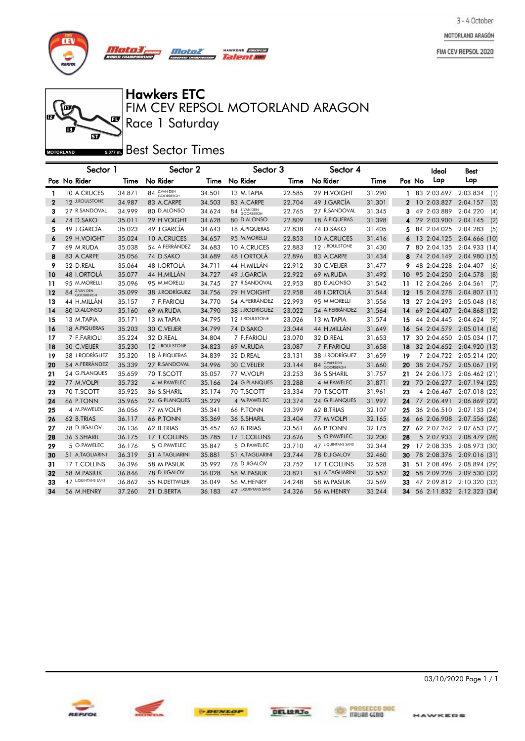# Hawkers ETC

## FIM CEV REPSOL MOTORLAND ARAGON

### Race 1 Saturday

MOTORLAND 5.077 m.

## Best Sector Times

| Pos | Sector 1 No Rider | Time | Sector 2 No Rider | Time | Sector 3 No Rider | Time | Sector 4 No Rider | Time | Pos | No | Ideal Lap | Best Lap | |
|---|---|---|---|---|---|---|---|---|---|---|---|---|---|
| 1 | 10 A.CRUCES | 34.871 | 84 Z.VAN DEN GOORBERGH | 34.501 | 13 M.TAPIA | 22.585 | 29 H.VOIGHT | 31.290 | 1 | 83 | 2:03.697 | 2:03.834 | (1) |
| 2 | 12 J.ROULSTONE | 34.987 | 83 A.CARPE | 34.503 | 83 A.CARPE | 22.704 | 49 J.GARCÍA | 31.301 | 2 | 10 | 2:03.827 | 2:04.157 | (3) |
| 3 | 27 R.SANDOVAL | 34.999 | 80 D.ALONSO | 34.624 | 84 Z.VAN DEN GOORBERGH | 22.765 | 27 R.SANDOVAL | 31.345 | 3 | 49 | 2:03.889 | 2:04.220 | (4) |
| 4 | 74 D.SAKO | 35.011 | 29 H.VOIGHT | 34.628 | 80 D.ALONSO | 22.809 | 18 Á.PIQUERAS | 31.398 | 4 | 29 | 2:03.900 | 2:04.145 | (2) |
| 5 | 49 J.GARCÍA | 35.023 | 49 J.GARCÍA | 34.643 | 18 Á.PIQUERAS | 22.838 | 74 D.SAKO | 31.405 | 5 | 84 | 2:04.025 | 2:04.283 | (5) |
| 6 | 29 H.VOIGHT | 35.024 | 10 A.CRUCES | 34.657 | 95 M.MORELLI | 22.853 | 10 A.CRUCES | 31.416 | 6 | 13 | 2:04.125 | 2:04.666 | (10) |
| 7 | 69 M.RUDA | 35.038 | 54 A.FERRÁNDEZ | 34.683 | 10 A.CRUCES | 22.883 | 12 J.ROULSTONE | 31.430 | 7 | 80 | 2:04.135 | 2:04.933 | (14) |
| 8 | 83 A.CARPE | 35.056 | 74 D.SAKO | 34.689 | 48 I.ORTOLÁ | 22.896 | 83 A.CARPE | 31.434 | 8 | 74 | 2:04.149 | 2:04.980 | (15) |
| 9 | 32 D.REAL | 35.064 | 48 I.ORTOLÁ | 34.711 | 44 H.MILLÁN | 22.912 | 30 C.VEIJER | 31.477 | 9 | 48 | 2:04.228 | 2:04.407 | (6) |
| 10 | 48 I.ORTOLÁ | 35.077 | 44 H.MILLÁN | 34.727 | 49 J.GARCÍA | 22.922 | 69 M.RUDA | 31.492 | 10 | 95 | 2:04.250 | 2:04.578 | (8) |
| 11 | 95 M.MORELLI | 35.096 | 95 M.MORELLI | 34.745 | 27 R.SANDOVAL | 22.953 | 80 D.ALONSO | 31.542 | 11 | 12 | 2:04.266 | 2:04.561 | (7) |
| 12 | 84 Z.VAN DEN GOORBERGH | 35.099 | 38 J.RODRÍGUEZ | 34.756 | 29 H.VOIGHT | 22.958 | 48 I.ORTOLÁ | 31.544 | 12 | 18 | 2:04.278 | 2:04.807 | (11) |
| 13 | 44 H.MILLÁN | 35.157 | 7 F.FARIOLI | 34.770 | 54 A.FERRÁNDEZ | 22.993 | 95 M.MORELLI | 31.556 | 13 | 27 | 2:04.293 | 2:05.048 | (18) |
| 14 | 80 D.ALONSO | 35.160 | 69 M.RUDA | 34.790 | 38 J.RODRÍGUEZ | 23.022 | 54 A.FERRÁNDEZ | 31.564 | 14 | 69 | 2:04.407 | 2:04.868 | (12) |
| 15 | 13 M.TAPIA | 35.171 | 13 M.TAPIA | 34.795 | 12 J.ROULSTONE | 23.026 | 13 M.TAPIA | 31.574 | 15 | 44 | 2:04.445 | 2:04.624 | (9) |
| 16 | 18 Á.PIQUERAS | 35.203 | 30 C.VEIJER | 34.799 | 74 D.SAKO | 23.044 | 44 H.MILLÁN | 31.649 | 16 | 54 | 2:04.579 | 2:05.014 | (16) |
| 17 | 7 F.FARIOLI | 35.224 | 32 D.REAL | 34.804 | 7 F.FARIOLI | 23.070 | 32 D.REAL | 31.653 | 17 | 30 | 2:04.650 | 2:05.034 | (17) |
| 18 | 30 C.VEIJER | 35.230 | 12 J.ROULSTONE | 34.823 | 69 M.RUDA | 23.087 | 7 F.FARIOLI | 31.658 | 18 | 32 | 2:04.652 | 2:04.920 | (13) |
| 19 | 38 J.RODRÍGUEZ | 35.320 | 18 Á.PIQUERAS | 34.839 | 32 D.REAL | 23.131 | 38 J.RODRÍGUEZ | 31.659 | 19 | 7 | 2:04.722 | 2:05.214 | (20) |
| 20 | 54 A.FERRÁNDEZ | 35.339 | 27 R.SANDOVAL | 34.996 | 30 C.VEIJER | 23.144 | 84 Z.VAN DEN GOORBERGH | 31.660 | 20 | 38 | 2:04.757 | 2:05.067 | (19) |
| 21 | 24 G.PLANQUES | 35.659 | 70 T.SCOTT | 35.057 | 77 M.VOLPI | 23.253 | 36 S.SHARIL | 31.757 | 21 | 24 | 2:06.173 | 2:06.462 | (21) |
| 22 | 77 M.VOLPI | 35.732 | 4 M.PAWELEC | 35.166 | 24 G.PLANQUES | 23.288 | 4 M.PAWELEC | 31.871 | 22 | 70 | 2:06.277 | 2:07.194 | (25) |
| 23 | 70 T.SCOTT | 35.925 | 36 S.SHARIL | 35.174 | 70 T.SCOTT | 23.334 | 70 T.SCOTT | 31.961 | 23 | 4 | 2:06.467 | 2:07.018 | (23) |
| 24 | 66 P.TONN | 35.965 | 24 G.PLANQUES | 35.229 | 4 M.PAWELEC | 23.374 | 24 G.PLANQUES | 31.997 | 24 | 77 | 2:06.491 | 2:06.869 | (22) |
| 25 | 4 M.PAWELEC | 36.056 | 77 M.VOLPI | 35.341 | 66 P.TONN | 23.399 | 62 B.TRIAS | 32.107 | 25 | 36 | 2:06.510 | 2:07.133 | (24) |
| 26 | 62 B.TRIAS | 36.117 | 66 P.TONN | 35.369 | 36 S.SHARIL | 23.404 | 77 M.VOLPI | 32.165 | 26 | 66 | 2:06.908 | 2:07.556 | (26) |
| 27 | 78 D.JIGALOV | 36.136 | 62 B.TRIAS | 35.457 | 62 B.TRIAS | 23.561 | 66 P.TONN | 32.175 | 27 | 62 | 2:07.242 | 2:07.653 | (27) |
| 28 | 36 S.SHARIL | 36.175 | 17 T.COLLINS | 35.785 | 17 T.COLLINS | 23.626 | 5 O.PAWELEC | 32.200 | 28 | 5 | 2:07.933 | 2:08.479 | (28) |
| 29 | 5 O.PAWELEC | 36.176 | 5 O.PAWELEC | 35.847 | 5 O.PAWELEC | 23.710 | 47 L.QUINTANS SANS | 32.344 | 29 | 17 | 2:08.335 | 2:08.973 | (30) |
| 30 | 51 A.TAGLIARINI | 36.319 | 51 A.TAGLIARINI | 35.881 | 51 A.TAGLIARINI | 23.744 | 78 D.JIGALOV | 32.460 | 30 | 78 | 2:08.376 | 2:09.016 | (31) |
| 31 | 17 T.COLLINS | 36.396 | 58 M.PASIUK | 35.992 | 78 D.JIGALOV | 23.752 | 17 T.COLLINS | 32.528 | 31 | 51 | 2:08.496 | 2:08.894 | (29) |
| 32 | 58 M.PASIUK | 36.846 | 78 D.JIGALOV | 36.028 | 58 M.PASIUK | 23.821 | 51 A.TAGLIARINI | 32.552 | 32 | 58 | 2:09.228 | 2:09.530 | (32) |
| 33 | 47 L.QUINTANS SANS | 36.862 | 55 N.DETTWILER | 36.049 | 56 M.HENRY | 24.248 | 58 M.PASIUK | 32.569 | 33 | 47 | 2:09.812 | 2:10.320 | (33) |
| 34 | 56 M.HENRY | 37.260 | 21 D.BERTA | 36.183 | 47 L.QUINTANS SANS | 24.326 | 56 M.HENRY | 33.244 | 34 | 56 | 2:11.832 | 2:12.323 | (34) |

03/10/2020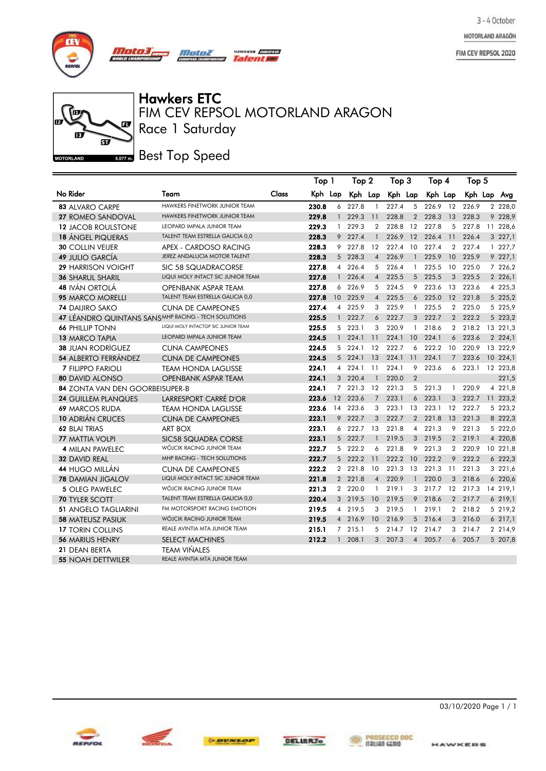# Hawkers ETC

## FIM CEV REPSOL MOTORLAND ARAGON

## Race 1 Saturday

## Best Top Speed

| No | Rider | Team | Class | Top 1 Kph | Top 1 Lap | Top 2 Kph | Top 2 Lap | Top 3 Kph | Top 3 Lap | Top 4 Kph | Top 4 Lap | Top 5 Kph | Top 5 Lap | Avg |
|---|---|---|---|---|---|---|---|---|---|---|---|---|---|---|
| 83 | ALVARO CARPE | HAWKERS FINETWORK JUNIOR TEAM | | **230.8** | 6 | 227.8 | 1 | 227.4 | 5 | 226.9 | 12 | 226.9 | 2 | 228,0 |
| 27 | ROMEO SANDOVAL | HAWKERS FINETWORK JUNIOR TEAM | | **229.8** | 1 | 229.3 | 11 | 228.8 | 2 | 228.3 | 13 | 228.3 | 9 | 228,9 |
| 12 | JACOB ROULSTONE | LEOPARD IMPALA JUNIOR TEAM | | **229.3** | 1 | 229.3 | 2 | 228.8 | 12 | 227.8 | 5 | 227.8 | 11 | 228,6 |
| 18 | ÁNGEL PIQUERAS | TALENT TEAM ESTRELLA GALICIA 0,0 | | **228.3** | 9 | 227.4 | 1 | 226.9 | 12 | 226.4 | 11 | 226.4 | 3 | 227,1 |
| 30 | COLLIN VEIJER | APEX - CARDOSO RACING | | **228.3** | 9 | 227.8 | 12 | 227.4 | 10 | 227.4 | 2 | 227.4 | 1 | 227,7 |
| 49 | JULIO GARCÍA | JEREZ ANDALUCIA MOTOR TALENT | | **228.3** | 5 | 228.3 | 4 | 226.9 | 1 | 225.9 | 10 | 225.9 | 9 | 227,1 |
| 29 | HARRISON VOIGHT | SIC 58 SQUADRACORSE | | **227.8** | 4 | 226.4 | 5 | 226.4 | 1 | 225.5 | 10 | 225.0 | 7 | 226,2 |
| 36 | SHARUL SHARIL | LIQUI MOLY INTACT SIC JUNIOR TEAM | | **227.8** | 1 | 226.4 | 4 | 225.5 | 5 | 225.5 | 3 | 225.5 | 2 | 226,1 |
| 48 | IVÁN ORTOLÁ | OPENBANK ASPAR TEAM | | **227.8** | 6 | 226.9 | 5 | 224.5 | 9 | 223.6 | 13 | 223.6 | 4 | 225,3 |
| 95 | MARCO MORELLI | TALENT TEAM ESTRELLA GALICIA 0,0 | | **227.8** | 10 | 225.9 | 4 | 225.5 | 6 | 225.0 | 12 | 221.8 | 5 | 225,2 |
| 74 | DAIJIRO SAKO | CUNA DE CAMPEONES | | **227.4** | 4 | 225.9 | 3 | 225.9 | 1 | 225.5 | 2 | 225.0 | 5 | 225,9 |
| 47 | LÉANDRO QUINTANS SANS | MHP RACING - TECH SOLUTIONS | | **225.5** | 1 | 222.7 | 6 | 222.7 | 3 | 222.7 | 2 | 222.2 | 5 | 223,2 |
| 66 | PHILLIP TONN | LIQUI MOLY INTACTGP SIC JUNIOR TEAM | | **225.5** | 5 | 223.1 | 3 | 220.9 | 1 | 218.6 | 2 | 218.2 | 13 | 221,3 |
| 13 | MARCO TAPIA | LEOPARD IMPALA JUNIOR TEAM | | **224.5** | 1 | 224.1 | 11 | 224.1 | 10 | 224.1 | 6 | 223.6 | 2 | 224,1 |
| 38 | JUAN RODRÍGUEZ | CUNA CAMPEONES | | **224.5** | 5 | 224.1 | 12 | 222.7 | 6 | 222.2 | 10 | 220.9 | 13 | 222,9 |
| 54 | ALBERTO FERRÁNDEZ | CUNA DE CAMPEONES | | **224.5** | 5 | 224.1 | 13 | 224.1 | 11 | 224.1 | 7 | 223.6 | 10 | 224,1 |
| 7 | FILIPPO FARIOLI | TEAM HONDA LAGLISSE | | **224.1** | 4 | 224.1 | 11 | 224.1 | 9 | 223.6 | 6 | 223.1 | 12 | 223,8 |
| 80 | DAVID ALONSO | OPENBANK ASPAR TEAM | | **224.1** | 3 | 220.4 | 1 | 220.0 | 2 | | | | | 221,5 |
| 84 | ZONTA VAN DEN GOORBERG | EISUPER-B | | **224.1** | 7 | 221.3 | 12 | 221.3 | 5 | 221.3 | 1 | 220.9 | 4 | 221,8 |
| 24 | GUILLEM PLANQUES | LARRESPORT CARRÉ D'OR | | **223.6** | 12 | 223.6 | 7 | 223.1 | 6 | 223.1 | 3 | 222.7 | 11 | 223,2 |
| 69 | MARCOS RUDA | TEAM HONDA LAGLISSE | | **223.6** | 14 | 223.6 | 3 | 223.1 | 13 | 223.1 | 12 | 222.7 | 5 | 223,2 |
| 10 | ADRIÁN CRUCES | CUNA DE CAMPEONES | | **223.1** | 9 | 222.7 | 3 | 222.7 | 2 | 221.8 | 13 | 221.3 | 8 | 222,3 |
| 62 | BLAI TRIAS | ART BOX | | **223.1** | 6 | 222.7 | 13 | 221.8 | 4 | 221.3 | 9 | 221.3 | 5 | 222,0 |
| 77 | MATTIA VOLPI | SIC58 SQUADRA CORSE | | **223.1** | 5 | 222.7 | 1 | 219.5 | 3 | 219.5 | 2 | 219.1 | 4 | 220,8 |
| 4 | MILAN PAWELEC | WÓJCIK RACING JUNIOR TEAM | | **222.7** | 5 | 222.2 | 6 | 221.8 | 9 | 221.3 | 2 | 220.9 | 10 | 221,8 |
| 32 | DAVID REAL | MHP RACING - TECH SOLUTIONS | | **222.7** | 5 | 222.2 | 11 | 222.2 | 10 | 222.2 | 9 | 222.2 | 6 | 222,3 |
| 44 | HUGO MILLÁN | CUNA DE CAMPEONES | | **222.2** | 2 | 221.8 | 10 | 221.3 | 13 | 221.3 | 11 | 221.3 | 3 | 221,6 |
| 78 | DAMIAN JIGALOV | LIQUI MOLY INTACT SIC JUNIOR TEAM | | **221.8** | 2 | 221.8 | 4 | 220.9 | 1 | 220.0 | 3 | 218.6 | 6 | 220,6 |
| 5 | OLEG PAWELEC | WÓJCIK RACING JUNIOR TEAM | | **221.3** | 2 | 220.0 | 1 | 219.1 | 3 | 217.7 | 12 | 217.3 | 14 | 219,1 |
| 70 | TYLER SCOTT | TALENT TEAM ESTRELLA GALICIA 0,0 | | **220.4** | 3 | 219.5 | 10 | 219.5 | 9 | 218.6 | 2 | 217.7 | 6 | 219,1 |
| 51 | ANGELO TAGLIARINI | FM MOTORSPORT RACING EMOTION | | **219.5** | 4 | 219.5 | 3 | 219.5 | 1 | 219.1 | 2 | 218.2 | 5 | 219,2 |
| 58 | MATEUSZ PASIUK | WÓJCIK RACING JUNIOR TEAM | | **219.5** | 4 | 216.9 | 10 | 216.9 | 5 | 216.4 | 3 | 216.0 | 6 | 217,1 |
| 17 | TORIN COLLINS | REALE AVINTIA MTA JUNIOR TEAM | | **215.1** | 7 | 215.1 | 5 | 214.7 | 12 | 214.7 | 3 | 214.7 | 2 | 214,9 |
| 56 | MARIUS HENRY | SELECT MACHINES | | **212.2** | 1 | 208.1 | 3 | 207.3 | 4 | 205.7 | 6 | 205.7 | 5 | 207,8 |
| 21 | DEAN BERTA | TEAM VIÑALES | | | | | | | | | | | | |
| 55 | NOAH DETTWILER | REALE AVINTIA MTA JUNIOR TEAM | | | | | | | | | | | | |

03/10/2020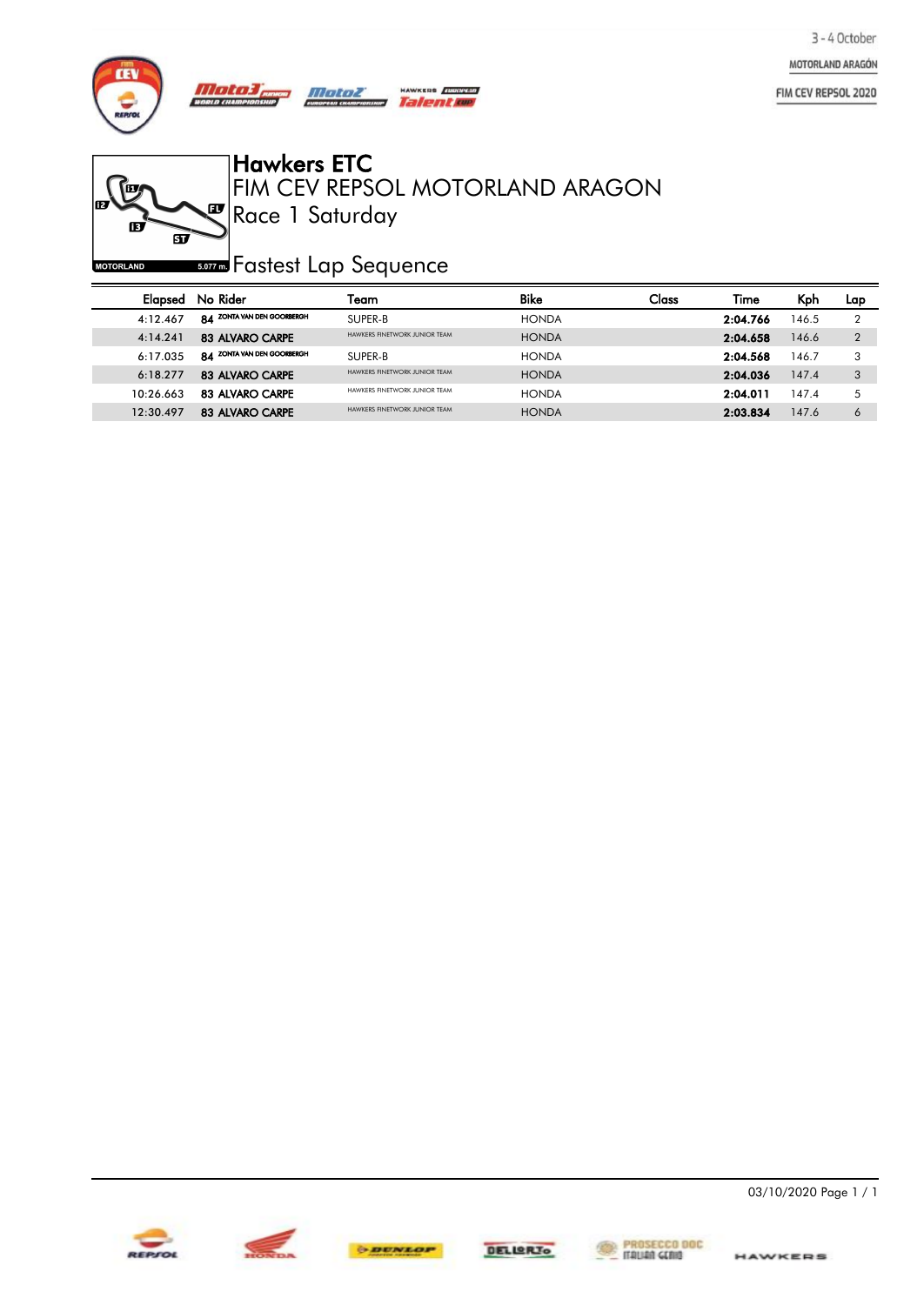# Hawkers ETC

## FIM CEV REPSOL MOTORLAND ARAGON

### Race 1 Saturday

MOTORLAND 5.077 m.

## Fastest Lap Sequence

| Elapsed | No | Rider | Team | Bike | Class | Time | Kph | Lap |
|---|---|---|---|---|---|---|---|---|
| 4:12.467 | 84 | ZONTA VAN DEN GOORBERGH | SUPER-B | HONDA | | **2:04.766** | 146.5 | 2 |
| 4:14.241 | 83 | ALVARO CARPE | HAWKERS FINETWORK JUNIOR TEAM | HONDA | | **2:04.658** | 146.6 | 2 |
| 6:17.035 | 84 | ZONTA VAN DEN GOORBERGH | SUPER-B | HONDA | | **2:04.568** | 146.7 | 3 |
| 6:18.277 | 83 | ALVARO CARPE | HAWKERS FINETWORK JUNIOR TEAM | HONDA | | **2:04.036** | 147.4 | 3 |
| 10:26.663 | 83 | ALVARO CARPE | HAWKERS FINETWORK JUNIOR TEAM | HONDA | | **2:04.011** | 147.4 | 5 |
| 12:30.497 | 83 | ALVARO CARPE | HAWKERS FINETWORK JUNIOR TEAM | HONDA | | **2:03.834** | 147.6 | 6 |

03/10/2020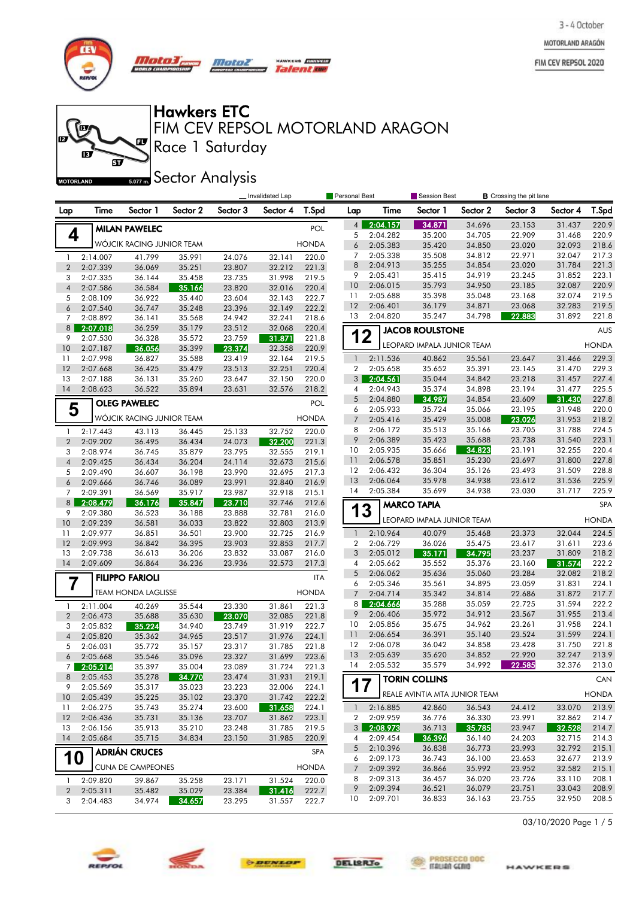# Hawkers ETC

## FIM CEV REPSOL MOTORLAND ARAGON

### Race 1 Saturday

### Sector Analysis

3 - 4 October
MOTORLAND ARAGÓN
FIM CEV REPSOL 2020

MOTORLAND 5.077 m.

Legend: Invalidated Lap — Personal Best — Session Best — B Crossing the pit lane

**4 MILAN PAWELEC** — POL — WÓJCIK RACING JUNIOR TEAM — HONDA

| Lap | Time | Sector 1 | Sector 2 | Sector 3 | Sector 4 | T.Spd |
|---|---|---|---|---|---|---|
| 1 | 2:14.007 | 41.799 | 35.991 | 24.076 | 32.141 | 220.0 |
| 2 | 2:07.339 | 36.069 | 35.251 | 23.807 | 32.212 | 221.3 |
| 3 | 2:07.335 | 36.144 | 35.458 | 23.735 | 31.998 | 219.5 |
| 4 | 2:07.586 | 36.584 | 35.166 | 23.820 | 32.016 | 220.4 |
| 5 | 2:08.109 | 36.922 | 35.440 | 23.604 | 32.143 | 222.7 |
| 6 | 2:07.540 | 36.747 | 35.248 | 23.396 | 32.149 | 222.2 |
| 7 | 2:08.892 | 36.141 | 35.568 | 24.942 | 32.241 | 218.6 |
| 8 | 2:07.018 | 36.259 | 35.179 | 23.512 | 32.068 | 220.4 |
| 9 | 2:07.530 | 36.328 | 35.572 | 23.759 | 31.871 | 221.8 |
| 10 | 2:07.187 | 36.056 | 35.399 | 23.374 | 32.358 | 220.9 |
| 11 | 2:07.998 | 36.827 | 35.588 | 23.419 | 32.164 | 219.5 |
| 12 | 2:07.668 | 36.425 | 35.479 | 23.513 | 32.251 | 220.4 |
| 13 | 2:07.188 | 36.131 | 35.260 | 23.647 | 32.150 | 220.0 |
| 14 | 2:08.623 | 36.522 | 35.894 | 23.631 | 32.576 | 218.2 |

**5 OLEG PAWELEC** — POL — WÓJCIK RACING JUNIOR TEAM — HONDA

| Lap | Time | Sector 1 | Sector 2 | Sector 3 | Sector 4 | T.Spd |
|---|---|---|---|---|---|---|
| 1 | 2:17.443 | 43.113 | 36.445 | 25.133 | 32.752 | 220.0 |
| 2 | 2:09.202 | 36.495 | 36.434 | 24.073 | 32.200 | 221.3 |
| 3 | 2:08.974 | 36.745 | 35.879 | 23.795 | 32.555 | 219.1 |
| 4 | 2:09.425 | 36.434 | 36.204 | 24.114 | 32.673 | 215.6 |
| 5 | 2:09.490 | 36.607 | 36.198 | 23.990 | 32.695 | 217.3 |
| 6 | 2:09.666 | 36.746 | 36.089 | 23.991 | 32.840 | 216.9 |
| 7 | 2:09.391 | 36.569 | 35.917 | 23.987 | 32.918 | 215.1 |
| 8 | 2:08.479 | 36.176 | 35.847 | 23.710 | 32.746 | 212.6 |
| 9 | 2:09.380 | 36.523 | 36.188 | 23.888 | 32.781 | 216.0 |
| 10 | 2:09.239 | 36.581 | 36.033 | 23.822 | 32.803 | 213.9 |
| 11 | 2:09.977 | 36.851 | 36.501 | 23.900 | 32.725 | 216.9 |
| 12 | 2:09.993 | 36.842 | 36.395 | 23.903 | 32.853 | 217.7 |
| 13 | 2:09.738 | 36.613 | 36.206 | 23.832 | 33.087 | 216.0 |
| 14 | 2:09.609 | 36.864 | 36.236 | 23.936 | 32.573 | 217.3 |

**7 FILIPPO FARIOLI** — ITA — TEAM HONDA LAGLISSE — HONDA

| Lap | Time | Sector 1 | Sector 2 | Sector 3 | Sector 4 | T.Spd |
|---|---|---|---|---|---|---|
| 1 | 2:11.004 | 40.269 | 35.544 | 23.330 | 31.861 | 221.3 |
| 2 | 2:06.473 | 35.688 | 35.630 | 23.070 | 32.085 | 221.8 |
| 3 | 2:05.832 | 35.224 | 34.940 | 23.749 | 31.919 | 222.7 |
| 4 | 2:05.820 | 35.362 | 34.965 | 23.517 | 31.976 | 224.1 |
| 5 | 2:06.031 | 35.772 | 35.157 | 23.317 | 31.785 | 221.8 |
| 6 | 2:05.668 | 35.546 | 35.096 | 23.327 | 31.699 | 223.6 |
| 7 | 2:05.214 | 35.397 | 35.004 | 23.089 | 31.724 | 221.3 |
| 8 | 2:05.453 | 35.278 | 34.770 | 23.474 | 31.931 | 219.1 |
| 9 | 2:05.569 | 35.317 | 35.023 | 23.223 | 32.006 | 224.1 |
| 10 | 2:05.439 | 35.225 | 35.102 | 23.370 | 31.742 | 222.2 |
| 11 | 2:06.275 | 35.743 | 35.274 | 23.600 | 31.658 | 224.1 |
| 12 | 2:06.436 | 35.731 | 35.136 | 23.707 | 31.862 | 223.1 |
| 13 | 2:06.156 | 35.913 | 35.210 | 23.248 | 31.785 | 219.5 |
| 14 | 2:05.684 | 35.715 | 34.834 | 23.150 | 31.985 | 220.9 |

**10 ADRIÁN CRUCES** — SPA — CUNA DE CAMPEONES — HONDA

| Lap | Time | Sector 1 | Sector 2 | Sector 3 | Sector 4 | T.Spd |
|---|---|---|---|---|---|---|
| 1 | 2:09.820 | 39.867 | 35.258 | 23.171 | 31.524 | 220.0 |
| 2 | 2:05.311 | 35.482 | 35.029 | 23.384 | 31.416 | 222.7 |
| 3 | 2:04.483 | 34.974 | 34.657 | 23.295 | 31.557 | 222.7 |
| 4 | 2:04.157 | 34.871 | 34.696 | 23.153 | 31.437 | 220.9 |
| 5 | 2:04.282 | 35.200 | 34.705 | 22.909 | 31.468 | 220.9 |
| 6 | 2:05.383 | 35.420 | 34.850 | 23.020 | 32.093 | 218.6 |
| 7 | 2:05.338 | 35.508 | 34.812 | 22.971 | 32.047 | 217.3 |
| 8 | 2:04.913 | 35.255 | 34.854 | 23.020 | 31.784 | 221.3 |
| 9 | 2:05.431 | 35.415 | 34.919 | 23.245 | 31.852 | 223.1 |
| 10 | 2:06.015 | 35.793 | 34.950 | 23.185 | 32.087 | 220.9 |
| 11 | 2:05.688 | 35.398 | 35.048 | 23.168 | 32.074 | 219.5 |
| 12 | 2:06.401 | 36.179 | 34.871 | 23.068 | 32.283 | 219.5 |
| 13 | 2:04.820 | 35.247 | 34.798 | 22.883 | 31.892 | 221.8 |

**12 JACOB ROULSTONE** — AUS — LEOPARD IMPALA JUNIOR TEAM — HONDA

| Lap | Time | Sector 1 | Sector 2 | Sector 3 | Sector 4 | T.Spd |
|---|---|---|---|---|---|---|
| 1 | 2:11.536 | 40.862 | 35.561 | 23.647 | 31.466 | 229.3 |
| 2 | 2:05.658 | 35.652 | 35.391 | 23.145 | 31.470 | 229.3 |
| 3 | 2:04.561 | 35.044 | 34.842 | 23.218 | 31.457 | 227.4 |
| 4 | 2:04.943 | 35.374 | 34.898 | 23.194 | 31.477 | 225.5 |
| 5 | 2:04.880 | 34.987 | 34.854 | 23.609 | 31.430 | 227.8 |
| 6 | 2:05.933 | 35.724 | 35.066 | 23.195 | 31.948 | 220.0 |
| 7 | 2:05.416 | 35.429 | 35.008 | 23.026 | 31.953 | 218.2 |
| 8 | 2:06.172 | 35.513 | 35.166 | 23.705 | 31.788 | 224.5 |
| 9 | 2:06.389 | 35.423 | 35.688 | 23.738 | 31.540 | 223.1 |
| 10 | 2:05.935 | 35.666 | 34.823 | 23.191 | 32.255 | 220.4 |
| 11 | 2:06.578 | 35.851 | 35.230 | 23.697 | 31.800 | 227.8 |
| 12 | 2:06.432 | 36.304 | 35.126 | 23.493 | 31.509 | 228.8 |
| 13 | 2:06.064 | 35.978 | 34.938 | 23.612 | 31.536 | 225.9 |
| 14 | 2:05.384 | 35.699 | 34.938 | 23.030 | 31.717 | 225.9 |

**13 MARCO TAPIA** — SPA — LEOPARD IMPALA JUNIOR TEAM — HONDA

| Lap | Time | Sector 1 | Sector 2 | Sector 3 | Sector 4 | T.Spd |
|---|---|---|---|---|---|---|
| 1 | 2:10.964 | 40.079 | 35.468 | 23.373 | 32.044 | 224.5 |
| 2 | 2:06.729 | 36.026 | 35.475 | 23.617 | 31.611 | 223.6 |
| 3 | 2:05.012 | 35.171 | 34.795 | 23.237 | 31.809 | 218.2 |
| 4 | 2:05.662 | 35.552 | 35.376 | 23.160 | 31.574 | 222.2 |
| 5 | 2:06.062 | 35.636 | 35.060 | 23.284 | 32.082 | 218.2 |
| 6 | 2:05.346 | 35.561 | 34.895 | 23.059 | 31.831 | 224.1 |
| 7 | 2:04.714 | 35.342 | 34.814 | 22.686 | 31.872 | 217.7 |
| 8 | 2:04.666 | 35.288 | 35.059 | 22.725 | 31.594 | 222.2 |
| 9 | 2:06.406 | 35.972 | 34.912 | 23.567 | 31.955 | 213.4 |
| 10 | 2:05.856 | 35.675 | 34.962 | 23.261 | 31.958 | 224.1 |
| 11 | 2:06.654 | 36.391 | 35.140 | 23.524 | 31.599 | 224.1 |
| 12 | 2:06.078 | 36.042 | 34.858 | 23.428 | 31.750 | 221.8 |
| 13 | 2:05.639 | 35.620 | 34.852 | 22.920 | 32.247 | 213.9 |
| 14 | 2:05.532 | 35.579 | 34.992 | 22.585 | 32.376 | 213.0 |

**17 TORIN COLLINS** — CAN — REALE AVINTIA MTA JUNIOR TEAM — HONDA

| Lap | Time | Sector 1 | Sector 2 | Sector 3 | Sector 4 | T.Spd |
|---|---|---|---|---|---|---|
| 1 | 2:16.885 | 42.860 | 36.543 | 24.412 | 33.070 | 213.9 |
| 2 | 2:09.959 | 36.776 | 36.330 | 23.991 | 32.862 | 214.7 |
| 3 | 2:08.973 | 36.713 | 35.785 | 23.947 | 32.528 | 214.7 |
| 4 | 2:09.454 | 36.396 | 36.140 | 24.203 | 32.715 | 214.3 |
| 5 | 2:10.396 | 36.838 | 36.773 | 23.993 | 32.792 | 215.1 |
| 6 | 2:09.173 | 36.743 | 36.100 | 23.653 | 32.677 | 213.9 |
| 7 | 2:09.392 | 36.866 | 35.992 | 23.952 | 32.582 | 215.1 |
| 8 | 2:09.313 | 36.457 | 36.020 | 23.726 | 33.110 | 208.1 |
| 9 | 2:09.394 | 36.521 | 36.079 | 23.751 | 33.043 | 208.9 |
| 10 | 2:09.701 | 36.833 | 36.163 | 23.755 | 32.950 | 208.5 |

03/10/2020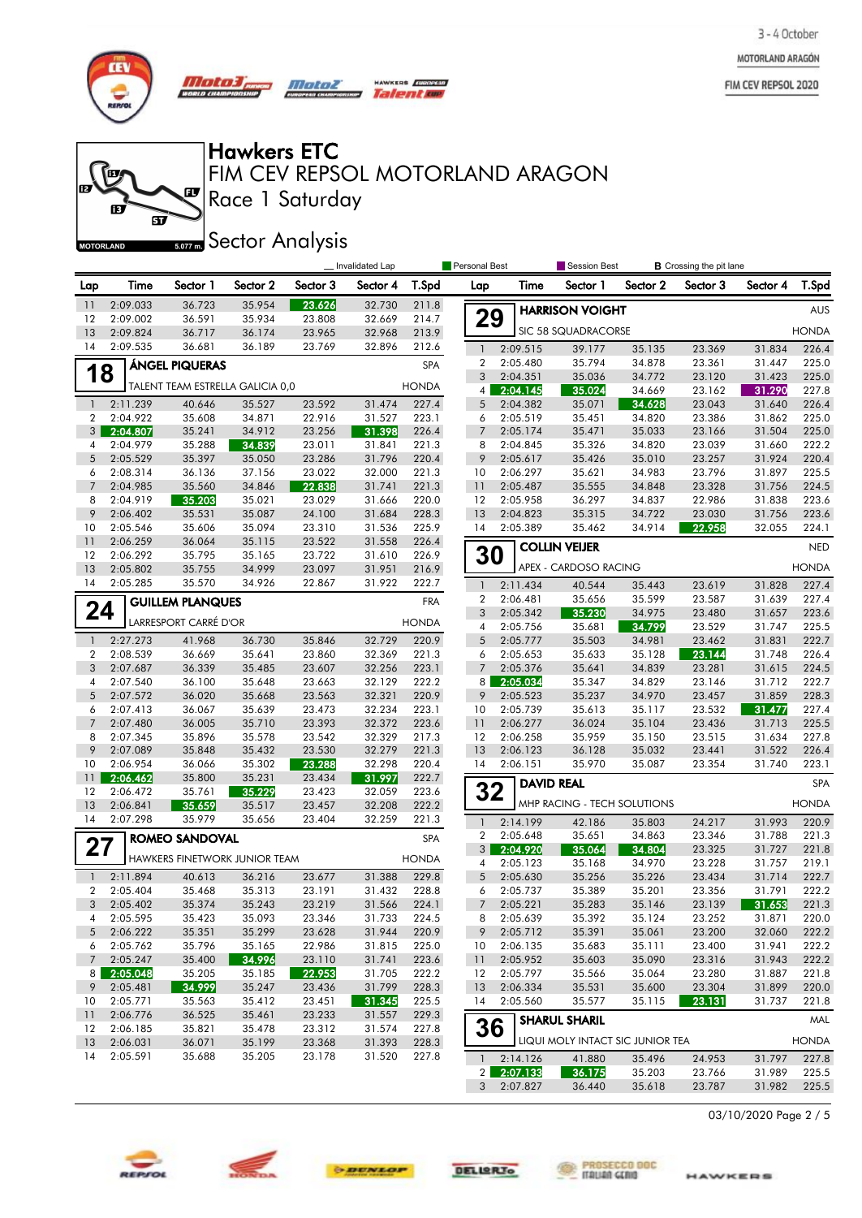# Hawkers ETC

## FIM CEV REPSOL MOTORLAND ARAGON

## Race 1 Saturday

## Sector Analysis

MOTORLAND 5.077 m.

_ Invalidated Lap | Personal Best | Session Best | B Crossing the pit lane

| Lap | Time | Sector 1 | Sector 2 | Sector 3 | Sector 4 | T.Spd |
|---|---|---|---|---|---|---|
| 11 | 2:09.033 | 36.723 | 35.954 | 23.626 | 32.730 | 211.8 |
| 12 | 2:09.002 | 36.591 | 35.934 | 23.808 | 32.669 | 214.7 |
| 13 | 2:09.824 | 36.717 | 36.174 | 23.965 | 32.968 | 213.9 |
| 14 | 2:09.535 | 36.681 | 36.189 | 23.769 | 32.896 | 212.6 |

### 18 ÁNGEL PIQUERAS — SPA
TALENT TEAM ESTRELLA GALICIA 0,0 — HONDA

| Lap | Time | Sector 1 | Sector 2 | Sector 3 | Sector 4 | T.Spd |
|---|---|---|---|---|---|---|
| 1 | 2:11.239 | 40.646 | 35.527 | 23.592 | 31.474 | 227.4 |
| 2 | 2:04.922 | 35.608 | 34.871 | 22.916 | 31.527 | 223.1 |
| 3 | 2:04.807 | 35.241 | 34.912 | 23.256 | 31.398 | 226.4 |
| 4 | 2:04.979 | 35.288 | 34.839 | 23.011 | 31.841 | 221.3 |
| 5 | 2:05.529 | 35.397 | 35.050 | 23.286 | 31.796 | 220.4 |
| 6 | 2:08.314 | 36.136 | 37.156 | 23.022 | 32.000 | 221.3 |
| 7 | 2:04.985 | 35.560 | 34.846 | 22.838 | 31.741 | 221.3 |
| 8 | 2:04.919 | 35.203 | 35.021 | 23.029 | 31.666 | 220.0 |
| 9 | 2:06.402 | 35.531 | 35.087 | 24.100 | 31.684 | 228.3 |
| 10 | 2:05.546 | 35.606 | 35.094 | 23.310 | 31.536 | 225.9 |
| 11 | 2:06.259 | 36.064 | 35.115 | 23.522 | 31.558 | 226.4 |
| 12 | 2:06.292 | 35.795 | 35.165 | 23.722 | 31.610 | 226.9 |
| 13 | 2:05.802 | 35.755 | 34.999 | 23.097 | 31.951 | 216.9 |
| 14 | 2:05.285 | 35.570 | 34.926 | 22.867 | 31.922 | 222.7 |

### 24 GUILLEM PLANQUES — FRA
LARRESPORT CARRÉ D'OR — HONDA

| Lap | Time | Sector 1 | Sector 2 | Sector 3 | Sector 4 | T.Spd |
|---|---|---|---|---|---|---|
| 1 | 2:27.273 | 41.968 | 36.730 | 35.846 | 32.729 | 220.9 |
| 2 | 2:08.539 | 36.669 | 35.641 | 23.860 | 32.369 | 221.3 |
| 3 | 2:07.687 | 36.339 | 35.485 | 23.607 | 32.256 | 223.1 |
| 4 | 2:07.540 | 36.100 | 35.648 | 23.663 | 32.129 | 222.2 |
| 5 | 2:07.572 | 36.020 | 35.668 | 23.563 | 32.321 | 220.9 |
| 6 | 2:07.413 | 36.067 | 35.639 | 23.473 | 32.234 | 223.1 |
| 7 | 2:07.480 | 36.005 | 35.710 | 23.393 | 32.372 | 223.6 |
| 8 | 2:07.345 | 35.896 | 35.578 | 23.542 | 32.329 | 217.3 |
| 9 | 2:07.089 | 35.848 | 35.432 | 23.530 | 32.279 | 221.3 |
| 10 | 2:06.954 | 36.066 | 35.302 | 23.288 | 32.298 | 220.4 |
| 11 | 2:06.462 | 35.800 | 35.231 | 23.434 | 31.997 | 222.7 |
| 12 | 2:06.472 | 35.761 | 35.229 | 23.423 | 32.059 | 223.6 |
| 13 | 2:06.841 | 35.659 | 35.517 | 23.457 | 32.208 | 222.2 |
| 14 | 2:07.298 | 35.979 | 35.656 | 23.404 | 32.259 | 221.3 |

### 27 ROMEO SANDOVAL — SPA
HAWKERS FINETWORK JUNIOR TEAM — HONDA

| Lap | Time | Sector 1 | Sector 2 | Sector 3 | Sector 4 | T.Spd |
|---|---|---|---|---|---|---|
| 1 | 2:11.894 | 40.613 | 36.216 | 23.677 | 31.388 | 229.8 |
| 2 | 2:05.404 | 35.468 | 35.313 | 23.191 | 31.432 | 228.8 |
| 3 | 2:05.402 | 35.374 | 35.243 | 23.219 | 31.566 | 224.1 |
| 4 | 2:05.595 | 35.423 | 35.093 | 23.346 | 31.733 | 224.5 |
| 5 | 2:06.222 | 35.351 | 35.299 | 23.628 | 31.944 | 220.9 |
| 6 | 2:05.762 | 35.796 | 35.165 | 22.986 | 31.815 | 225.0 |
| 7 | 2:05.247 | 35.400 | 34.996 | 23.110 | 31.741 | 223.6 |
| 8 | 2:05.048 | 35.205 | 35.185 | 22.953 | 31.705 | 222.2 |
| 9 | 2:05.481 | 34.999 | 35.247 | 23.436 | 31.799 | 228.3 |
| 10 | 2:05.771 | 35.563 | 35.412 | 23.451 | 31.345 | 225.5 |
| 11 | 2:06.776 | 36.525 | 35.461 | 23.233 | 31.557 | 229.3 |
| 12 | 2:06.185 | 35.821 | 35.478 | 23.312 | 31.574 | 227.8 |
| 13 | 2:06.031 | 36.071 | 35.199 | 23.368 | 31.393 | 228.3 |
| 14 | 2:05.591 | 35.688 | 35.205 | 23.178 | 31.520 | 227.8 |

### 29 HARRISON VOIGHT — AUS
SIC 58 SQUADRACORSE — HONDA

| Lap | Time | Sector 1 | Sector 2 | Sector 3 | Sector 4 | T.Spd |
|---|---|---|---|---|---|---|
| 1 | 2:09.515 | 39.177 | 35.135 | 23.369 | 31.834 | 226.4 |
| 2 | 2:05.480 | 35.794 | 34.878 | 23.361 | 31.447 | 225.0 |
| 3 | 2:04.351 | 35.036 | 34.772 | 23.120 | 31.423 | 225.0 |
| 4 | 2:04.145 | 35.024 | 34.669 | 23.162 | 31.290 | 227.8 |
| 5 | 2:04.382 | 35.071 | 34.628 | 23.043 | 31.640 | 226.4 |
| 6 | 2:05.519 | 35.451 | 34.820 | 23.386 | 31.862 | 225.0 |
| 7 | 2:05.174 | 35.471 | 35.033 | 23.166 | 31.504 | 225.0 |
| 8 | 2:04.845 | 35.326 | 34.820 | 23.039 | 31.660 | 222.2 |
| 9 | 2:05.617 | 35.426 | 35.010 | 23.257 | 31.924 | 220.4 |
| 10 | 2:06.297 | 35.621 | 34.983 | 23.796 | 31.897 | 225.5 |
| 11 | 2:05.487 | 35.555 | 34.848 | 23.328 | 31.756 | 224.5 |
| 12 | 2:05.958 | 36.297 | 34.837 | 22.986 | 31.838 | 223.6 |
| 13 | 2:04.823 | 35.315 | 34.722 | 23.030 | 31.756 | 223.6 |
| 14 | 2:05.389 | 35.462 | 34.914 | 22.958 | 32.055 | 224.1 |

### 30 COLLIN VEIJER — NED
APEX - CARDOSO RACING — HONDA

| Lap | Time | Sector 1 | Sector 2 | Sector 3 | Sector 4 | T.Spd |
|---|---|---|---|---|---|---|
| 1 | 2:11.434 | 40.544 | 35.443 | 23.619 | 31.828 | 227.4 |
| 2 | 2:06.481 | 35.656 | 35.599 | 23.587 | 31.639 | 227.4 |
| 3 | 2:05.342 | 35.230 | 34.975 | 23.480 | 31.657 | 223.6 |
| 4 | 2:05.756 | 35.681 | 34.799 | 23.529 | 31.747 | 225.5 |
| 5 | 2:05.777 | 35.503 | 34.981 | 23.462 | 31.831 | 222.7 |
| 6 | 2:05.653 | 35.633 | 35.128 | 23.144 | 31.748 | 226.4 |
| 7 | 2:05.376 | 35.641 | 34.839 | 23.281 | 31.615 | 224.5 |
| 8 | 2:05.034 | 35.347 | 34.829 | 23.146 | 31.712 | 222.7 |
| 9 | 2:05.523 | 35.237 | 34.970 | 23.457 | 31.859 | 228.3 |
| 10 | 2:05.739 | 35.613 | 35.117 | 23.532 | 31.477 | 227.4 |
| 11 | 2:06.277 | 36.024 | 35.104 | 23.436 | 31.713 | 225.5 |
| 12 | 2:06.258 | 35.959 | 35.150 | 23.515 | 31.634 | 227.8 |
| 13 | 2:06.123 | 36.128 | 35.032 | 23.441 | 31.522 | 226.4 |
| 14 | 2:06.151 | 35.970 | 35.087 | 23.354 | 31.740 | 223.1 |

### 32 DAVID REAL — SPA
MHP RACING - TECH SOLUTIONS — HONDA

| Lap | Time | Sector 1 | Sector 2 | Sector 3 | Sector 4 | T.Spd |
|---|---|---|---|---|---|---|
| 1 | 2:14.199 | 42.186 | 35.803 | 24.217 | 31.993 | 220.9 |
| 2 | 2:05.648 | 35.651 | 34.863 | 23.346 | 31.788 | 221.3 |
| 3 | 2:04.920 | 35.064 | 34.804 | 23.325 | 31.727 | 221.8 |
| 4 | 2:05.123 | 35.168 | 34.970 | 23.228 | 31.757 | 219.1 |
| 5 | 2:05.630 | 35.256 | 35.226 | 23.434 | 31.714 | 222.7 |
| 6 | 2:05.737 | 35.389 | 35.201 | 23.356 | 31.791 | 222.2 |
| 7 | 2:05.221 | 35.283 | 35.146 | 23.139 | 31.653 | 221.3 |
| 8 | 2:05.639 | 35.392 | 35.124 | 23.252 | 31.871 | 220.0 |
| 9 | 2:05.712 | 35.391 | 35.061 | 23.200 | 32.060 | 222.2 |
| 10 | 2:06.135 | 35.683 | 35.111 | 23.400 | 31.941 | 222.2 |
| 11 | 2:05.952 | 35.603 | 35.090 | 23.316 | 31.943 | 222.2 |
| 12 | 2:05.797 | 35.566 | 35.064 | 23.280 | 31.887 | 221.8 |
| 13 | 2:06.334 | 35.531 | 35.600 | 23.304 | 31.899 | 220.0 |
| 14 | 2:05.560 | 35.577 | 35.115 | 23.131 | 31.737 | 221.8 |

### 36 SHARUL SHARIL — MAL
LIQUI MOLY INTACT SIC JUNIOR TEA — HONDA

| Lap | Time | Sector 1 | Sector 2 | Sector 3 | Sector 4 | T.Spd |
|---|---|---|---|---|---|---|
| 1 | 2:14.126 | 41.880 | 35.496 | 24.953 | 31.797 | 227.8 |
| 2 | 2:07.133 | 36.175 | 35.203 | 23.766 | 31.989 | 225.5 |
| 3 | 2:07.827 | 36.440 | 35.618 | 23.787 | 31.982 | 225.5 |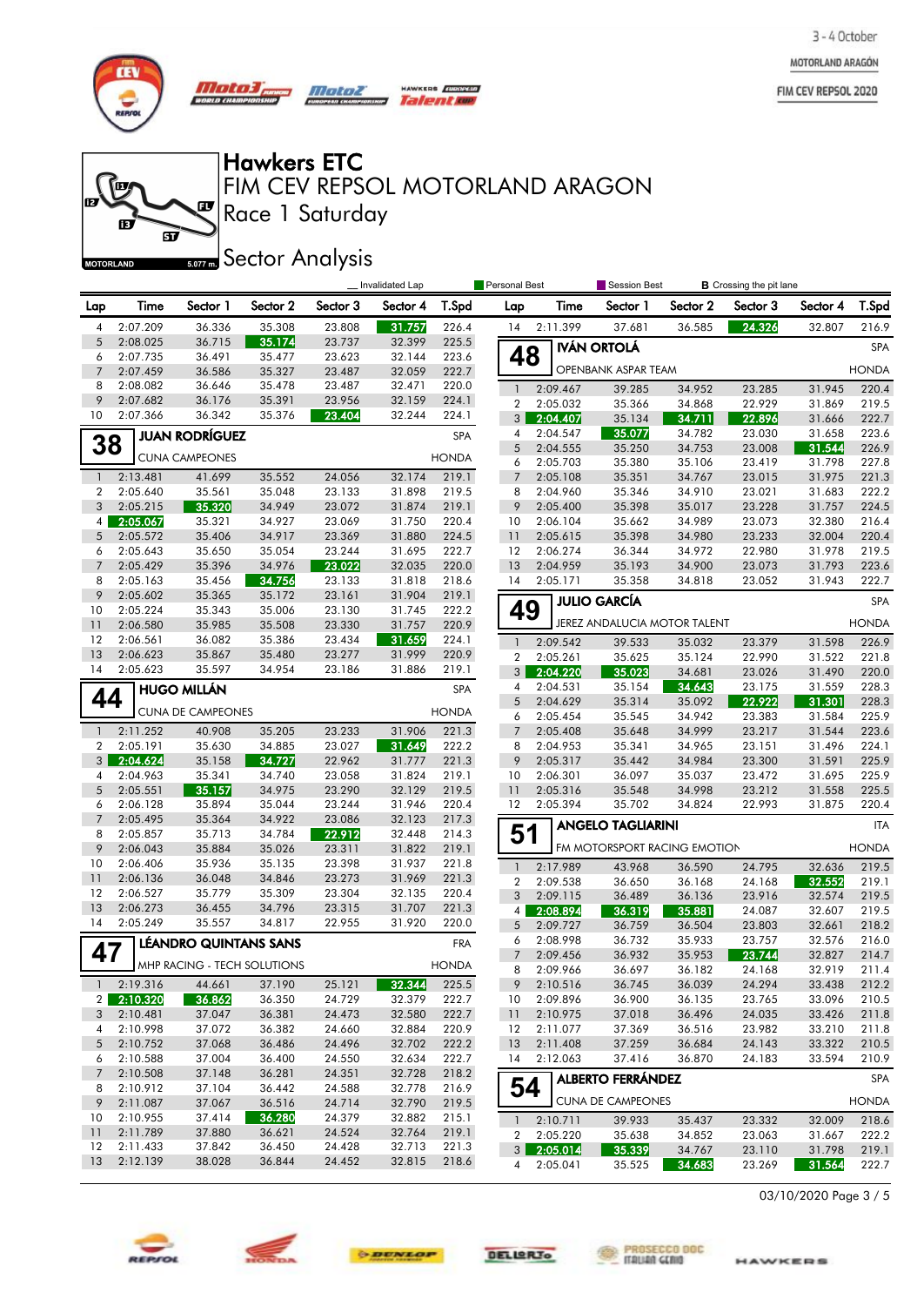# Hawkers ETC

## FIM CEV REPSOL MOTORLAND ARAGON

## Race 1 Saturday

## Sector Analysis

3 - 4 October
MOTORLAND ARAGÓN
FIM CEV REPSOL 2020

MOTORLAND 5.077 m.

_ Invalidated Lap | Personal Best | Session Best | B Crossing the pit lane

| Lap | Time | Sector 1 | Sector 2 | Sector 3 | Sector 4 | T.Spd |
|---|---|---|---|---|---|---|
| 4 | 2:07.209 | 36.336 | 35.308 | 23.808 | 31.757 | 226.4 |
| 5 | 2:08.025 | 36.715 | 35.174 | 23.737 | 32.399 | 225.5 |
| 6 | 2:07.735 | 36.491 | 35.477 | 23.623 | 32.144 | 223.6 |
| 7 | 2:07.459 | 36.586 | 35.327 | 23.487 | 32.059 | 222.7 |
| 8 | 2:08.082 | 36.646 | 35.478 | 23.487 | 32.471 | 220.0 |
| 9 | 2:07.682 | 36.176 | 35.391 | 23.956 | 32.159 | 224.1 |
| 10 | 2:07.366 | 36.342 | 35.376 | 23.404 | 32.244 | 224.1 |

### 38 JUAN RODRÍGUEZ — SPA
CUNA CAMPEONES — HONDA

| Lap | Time | Sector 1 | Sector 2 | Sector 3 | Sector 4 | T.Spd |
|---|---|---|---|---|---|---|
| 1 | 2:13.481 | 41.699 | 35.552 | 24.056 | 32.174 | 219.1 |
| 2 | 2:05.640 | 35.561 | 35.048 | 23.133 | 31.898 | 219.5 |
| 3 | 2:05.215 | 35.320 | 34.949 | 23.072 | 31.874 | 219.1 |
| 4 | 2:05.067 | 35.321 | 34.927 | 23.069 | 31.750 | 220.4 |
| 5 | 2:05.572 | 35.406 | 34.917 | 23.369 | 31.880 | 224.5 |
| 6 | 2:05.643 | 35.650 | 35.054 | 23.244 | 31.695 | 222.7 |
| 7 | 2:05.429 | 35.396 | 34.976 | 23.022 | 32.035 | 220.0 |
| 8 | 2:05.163 | 35.456 | 34.756 | 23.133 | 31.818 | 218.6 |
| 9 | 2:05.602 | 35.365 | 35.172 | 23.161 | 31.904 | 219.1 |
| 10 | 2:05.224 | 35.343 | 35.006 | 23.130 | 31.745 | 222.2 |
| 11 | 2:06.580 | 35.985 | 35.508 | 23.330 | 31.757 | 220.9 |
| 12 | 2:06.561 | 36.082 | 35.386 | 23.434 | 31.659 | 224.1 |
| 13 | 2:06.623 | 35.867 | 35.480 | 23.277 | 31.999 | 220.9 |
| 14 | 2:05.623 | 35.597 | 34.954 | 23.186 | 31.886 | 219.1 |

### 44 HUGO MILLÁN — SPA
CUNA DE CAMPEONES — HONDA

| Lap | Time | Sector 1 | Sector 2 | Sector 3 | Sector 4 | T.Spd |
|---|---|---|---|---|---|---|
| 1 | 2:11.252 | 40.908 | 35.205 | 23.233 | 31.906 | 221.3 |
| 2 | 2:05.191 | 35.630 | 34.885 | 23.027 | 31.649 | 222.2 |
| 3 | 2:04.624 | 35.158 | 34.727 | 22.962 | 31.777 | 221.3 |
| 4 | 2:04.963 | 35.341 | 34.740 | 23.058 | 31.824 | 219.1 |
| 5 | 2:05.551 | 35.157 | 34.975 | 23.290 | 32.129 | 219.5 |
| 6 | 2:06.128 | 35.894 | 35.044 | 23.244 | 31.946 | 220.4 |
| 7 | 2:05.495 | 35.364 | 34.922 | 23.086 | 32.123 | 217.3 |
| 8 | 2:05.857 | 35.713 | 34.784 | 22.912 | 32.448 | 214.3 |
| 9 | 2:06.043 | 35.884 | 35.026 | 23.311 | 31.822 | 219.1 |
| 10 | 2:06.406 | 35.936 | 35.135 | 23.398 | 31.937 | 221.8 |
| 11 | 2:06.136 | 36.048 | 34.846 | 23.273 | 31.969 | 221.3 |
| 12 | 2:06.527 | 35.779 | 35.309 | 23.304 | 32.135 | 220.4 |
| 13 | 2:06.273 | 36.455 | 34.796 | 23.315 | 31.707 | 221.3 |
| 14 | 2:05.249 | 35.557 | 34.817 | 22.955 | 31.920 | 220.0 |

### 47 LÉANDRO QUINTANS SANS — FRA
MHP RACING - TECH SOLUTIONS — HONDA

| Lap | Time | Sector 1 | Sector 2 | Sector 3 | Sector 4 | T.Spd |
|---|---|---|---|---|---|---|
| 1 | 2:19.316 | 44.661 | 37.190 | 25.121 | 32.344 | 225.5 |
| 2 | 2:10.320 | 36.862 | 36.350 | 24.729 | 32.379 | 222.7 |
| 3 | 2:10.481 | 37.047 | 36.381 | 24.473 | 32.580 | 222.7 |
| 4 | 2:10.998 | 37.072 | 36.382 | 24.660 | 32.884 | 220.9 |
| 5 | 2:10.752 | 37.068 | 36.486 | 24.496 | 32.702 | 222.2 |
| 6 | 2:10.588 | 37.004 | 36.400 | 24.550 | 32.634 | 222.7 |
| 7 | 2:10.508 | 37.148 | 36.281 | 24.351 | 32.728 | 218.2 |
| 8 | 2:10.912 | 37.104 | 36.442 | 24.588 | 32.778 | 216.9 |
| 9 | 2:11.087 | 37.067 | 36.516 | 24.714 | 32.790 | 219.5 |
| 10 | 2:10.955 | 37.414 | 36.280 | 24.379 | 32.882 | 215.1 |
| 11 | 2:11.789 | 37.880 | 36.621 | 24.524 | 32.764 | 219.1 |
| 12 | 2:11.433 | 37.842 | 36.450 | 24.428 | 32.713 | 221.3 |
| 13 | 2:12.139 | 38.028 | 36.844 | 24.452 | 32.815 | 218.6 |
| 14 | 2:11.399 | 37.681 | 36.585 | 24.326 | 32.807 | 216.9 |

### 48 IVÁN ORTOLÁ — SPA
OPENBANK ASPAR TEAM — HONDA

| Lap | Time | Sector 1 | Sector 2 | Sector 3 | Sector 4 | T.Spd |
|---|---|---|---|---|---|---|
| 1 | 2:09.467 | 39.285 | 34.952 | 23.285 | 31.945 | 220.4 |
| 2 | 2:05.032 | 35.366 | 34.868 | 22.929 | 31.869 | 219.5 |
| 3 | 2:04.407 | 35.134 | 34.711 | 22.896 | 31.666 | 222.7 |
| 4 | 2:04.547 | 35.077 | 34.782 | 23.030 | 31.658 | 223.6 |
| 5 | 2:04.555 | 35.250 | 34.753 | 23.008 | 31.544 | 226.9 |
| 6 | 2:05.703 | 35.380 | 35.106 | 23.419 | 31.798 | 227.8 |
| 7 | 2:05.108 | 35.351 | 34.767 | 23.015 | 31.975 | 221.3 |
| 8 | 2:04.960 | 35.346 | 34.910 | 23.021 | 31.683 | 222.2 |
| 9 | 2:05.400 | 35.398 | 35.017 | 23.228 | 31.757 | 224.5 |
| 10 | 2:06.104 | 35.662 | 34.989 | 23.073 | 32.380 | 216.4 |
| 11 | 2:05.615 | 35.398 | 34.980 | 23.233 | 32.004 | 220.4 |
| 12 | 2:06.274 | 36.344 | 34.972 | 22.980 | 31.978 | 219.5 |
| 13 | 2:04.959 | 35.193 | 34.900 | 23.073 | 31.793 | 223.6 |
| 14 | 2:05.171 | 35.358 | 34.818 | 23.052 | 31.943 | 222.7 |

### 49 JULIO GARCÍA — SPA
JEREZ ANDALUCIA MOTOR TALENT — HONDA

| Lap | Time | Sector 1 | Sector 2 | Sector 3 | Sector 4 | T.Spd |
|---|---|---|---|---|---|---|
| 1 | 2:09.542 | 39.533 | 35.032 | 23.379 | 31.598 | 226.9 |
| 2 | 2:05.261 | 35.625 | 35.124 | 22.990 | 31.522 | 221.8 |
| 3 | 2:04.220 | 35.023 | 34.681 | 23.026 | 31.490 | 220.0 |
| 4 | 2:04.531 | 35.154 | 34.643 | 23.175 | 31.559 | 228.3 |
| 5 | 2:04.629 | 35.314 | 35.092 | 22.922 | 31.301 | 228.3 |
| 6 | 2:05.454 | 35.545 | 34.942 | 23.383 | 31.584 | 225.9 |
| 7 | 2:05.408 | 35.648 | 34.999 | 23.217 | 31.544 | 223.6 |
| 8 | 2:04.953 | 35.341 | 34.965 | 23.151 | 31.496 | 224.1 |
| 9 | 2:05.317 | 35.442 | 34.984 | 23.300 | 31.591 | 225.9 |
| 10 | 2:06.301 | 36.097 | 35.037 | 23.472 | 31.695 | 225.9 |
| 11 | 2:05.316 | 35.548 | 34.998 | 23.212 | 31.558 | 225.5 |
| 12 | 2:05.394 | 35.702 | 34.824 | 22.993 | 31.875 | 220.4 |

### 51 ANGELO TAGLIARINI — ITA
FM MOTORSPORT RACING EMOTION — HONDA

| Lap | Time | Sector 1 | Sector 2 | Sector 3 | Sector 4 | T.Spd |
|---|---|---|---|---|---|---|
| 1 | 2:17.989 | 43.968 | 36.590 | 24.795 | 32.636 | 219.5 |
| 2 | 2:09.538 | 36.650 | 36.168 | 24.168 | 32.552 | 219.1 |
| 3 | 2:09.115 | 36.489 | 36.136 | 23.916 | 32.574 | 219.5 |
| 4 | 2:08.894 | 36.319 | 35.881 | 24.087 | 32.607 | 219.5 |
| 5 | 2:09.727 | 36.759 | 36.504 | 23.803 | 32.661 | 218.2 |
| 6 | 2:08.998 | 36.732 | 35.933 | 23.757 | 32.576 | 216.0 |
| 7 | 2:09.456 | 36.932 | 35.953 | 23.744 | 32.827 | 214.7 |
| 8 | 2:09.966 | 36.697 | 36.182 | 24.168 | 32.919 | 211.4 |
| 9 | 2:10.516 | 36.745 | 36.039 | 24.294 | 33.438 | 212.2 |
| 10 | 2:09.896 | 36.900 | 36.135 | 23.765 | 33.096 | 210.5 |
| 11 | 2:10.975 | 37.018 | 36.496 | 24.035 | 33.426 | 211.8 |
| 12 | 2:11.077 | 37.369 | 36.516 | 23.982 | 33.210 | 211.8 |
| 13 | 2:11.408 | 37.259 | 36.684 | 24.143 | 33.322 | 210.5 |
| 14 | 2:12.063 | 37.416 | 36.870 | 24.183 | 33.594 | 210.9 |

### 54 ALBERTO FERRÁNDEZ — SPA
CUNA DE CAMPEONES — HONDA

| Lap | Time | Sector 1 | Sector 2 | Sector 3 | Sector 4 | T.Spd |
|---|---|---|---|---|---|---|
| 1 | 2:10.711 | 39.933 | 35.437 | 23.332 | 32.009 | 218.6 |
| 2 | 2:05.220 | 35.638 | 34.852 | 23.063 | 31.667 | 222.2 |
| 3 | 2:05.014 | 35.339 | 34.767 | 23.110 | 31.798 | 219.1 |
| 4 | 2:05.041 | 35.525 | 34.683 | 23.269 | 31.564 | 222.7 |

03/10/2020 Page 3 / 5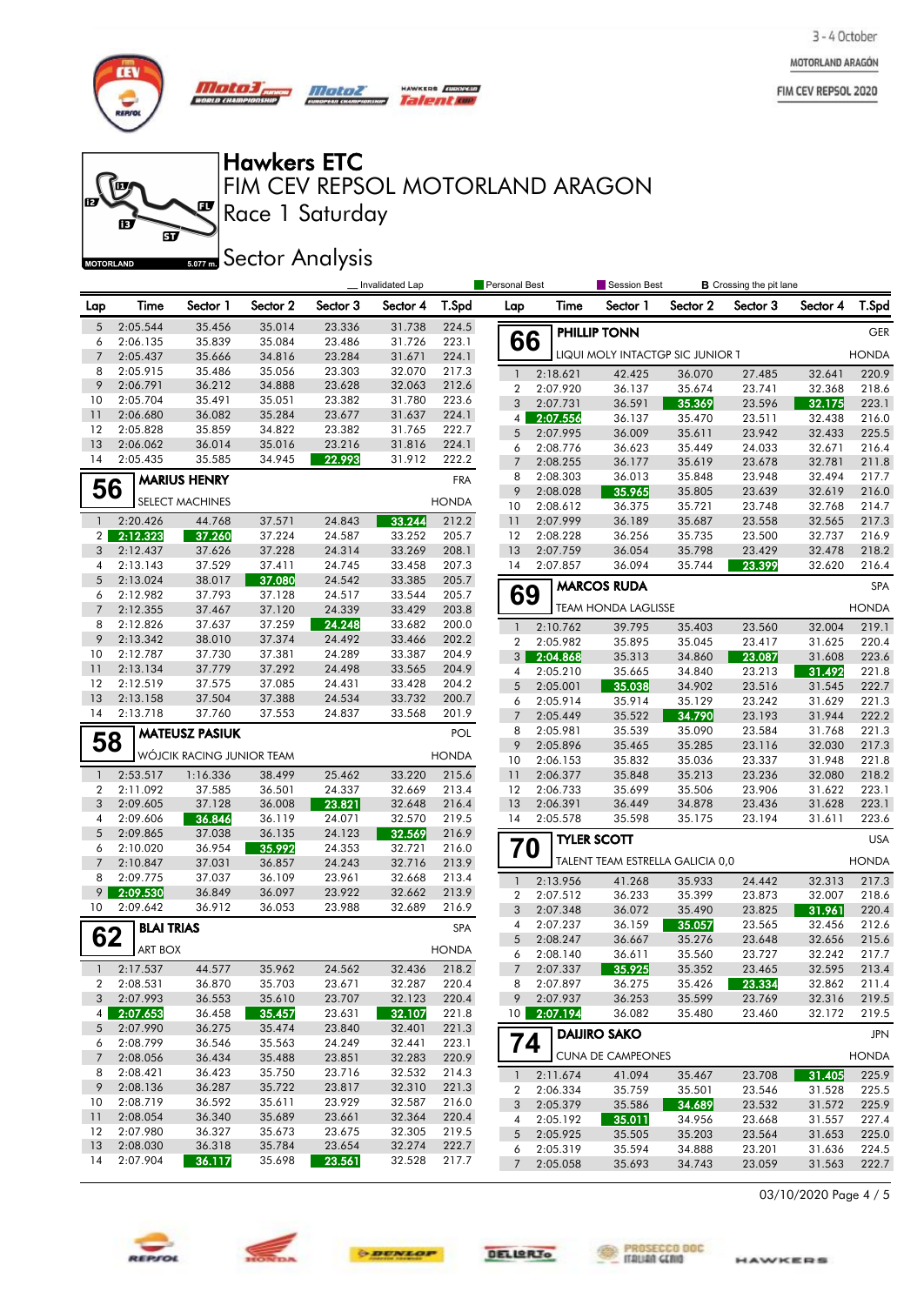# Hawkers ETC

## FIM CEV REPSOL MOTORLAND ARAGON

## Race 1 Saturday

## Sector Analysis

MOTORLAND 5.077 m.

_ Invalidated Lap | Personal Best | Session Best | B Crossing the pit lane

| Lap | Time | Sector 1 | Sector 2 | Sector 3 | Sector 4 | T.Spd |
|---|---|---|---|---|---|---|
| 5 | 2:05.544 | 35.456 | 35.014 | 23.336 | 31.738 | 224.5 |
| 6 | 2:06.135 | 35.839 | 35.084 | 23.486 | 31.726 | 223.1 |
| 7 | 2:05.437 | 35.666 | 34.816 | 23.284 | 31.671 | 224.1 |
| 8 | 2:05.915 | 35.486 | 35.056 | 23.303 | 32.070 | 217.3 |
| 9 | 2:06.791 | 36.212 | 34.888 | 23.628 | 32.063 | 212.6 |
| 10 | 2:05.704 | 35.491 | 35.051 | 23.382 | 31.780 | 223.6 |
| 11 | 2:06.680 | 36.082 | 35.284 | 23.677 | 31.637 | 224.1 |
| 12 | 2:05.828 | 35.859 | 34.822 | 23.382 | 31.765 | 222.7 |
| 13 | 2:06.062 | 36.014 | 35.016 | 23.216 | 31.816 | 224.1 |
| 14 | 2:05.435 | 35.585 | 34.945 | 22.993 | 31.912 | 222.2 |

**56 MARIUS HENRY** — FRA — SELECT MACHINES — HONDA

| Lap | Time | Sector 1 | Sector 2 | Sector 3 | Sector 4 | T.Spd |
|---|---|---|---|---|---|---|
| 1 | 2:20.426 | 44.768 | 37.571 | 24.843 | 33.244 | 212.2 |
| 2 | 2:12.323 | 37.260 | 37.224 | 24.587 | 33.252 | 205.7 |
| 3 | 2:12.437 | 37.626 | 37.228 | 24.314 | 33.269 | 208.1 |
| 4 | 2:13.143 | 37.529 | 37.411 | 24.745 | 33.458 | 207.3 |
| 5 | 2:13.024 | 38.017 | 37.080 | 24.542 | 33.385 | 205.7 |
| 6 | 2:12.982 | 37.793 | 37.128 | 24.517 | 33.544 | 205.7 |
| 7 | 2:12.355 | 37.467 | 37.120 | 24.339 | 33.429 | 203.8 |
| 8 | 2:12.826 | 37.637 | 37.259 | 24.248 | 33.682 | 200.0 |
| 9 | 2:13.342 | 38.010 | 37.374 | 24.492 | 33.466 | 202.2 |
| 10 | 2:12.787 | 37.730 | 37.381 | 24.289 | 33.387 | 204.9 |
| 11 | 2:13.134 | 37.779 | 37.292 | 24.498 | 33.565 | 204.9 |
| 12 | 2:12.519 | 37.575 | 37.085 | 24.431 | 33.428 | 204.2 |
| 13 | 2:13.158 | 37.504 | 37.388 | 24.534 | 33.732 | 200.7 |
| 14 | 2:13.718 | 37.760 | 37.553 | 24.837 | 33.568 | 201.9 |

**58 MATEUSZ PASIUK** — POL — WÓJCIK RACING JUNIOR TEAM — HONDA

| Lap | Time | Sector 1 | Sector 2 | Sector 3 | Sector 4 | T.Spd |
|---|---|---|---|---|---|---|
| 1 | 2:53.517 | 1:16.336 | 38.499 | 25.462 | 33.220 | 215.6 |
| 2 | 2:11.092 | 37.585 | 36.501 | 24.337 | 32.669 | 213.4 |
| 3 | 2:09.605 | 37.128 | 36.008 | 23.821 | 32.648 | 216.4 |
| 4 | 2:09.606 | 36.846 | 36.119 | 24.071 | 32.570 | 219.5 |
| 5 | 2:09.865 | 37.038 | 36.135 | 24.123 | 32.569 | 216.9 |
| 6 | 2:10.020 | 36.954 | 35.992 | 24.353 | 32.721 | 216.0 |
| 7 | 2:10.847 | 37.031 | 36.857 | 24.243 | 32.716 | 213.9 |
| 8 | 2:09.775 | 37.037 | 36.109 | 23.961 | 32.668 | 213.4 |
| 9 | 2:09.530 | 36.849 | 36.097 | 23.922 | 32.662 | 213.9 |
| 10 | 2:09.642 | 36.912 | 36.053 | 23.988 | 32.689 | 216.9 |

**62 BLAI TRIAS** — SPA — ART BOX — HONDA

| Lap | Time | Sector 1 | Sector 2 | Sector 3 | Sector 4 | T.Spd |
|---|---|---|---|---|---|---|
| 1 | 2:17.537 | 44.577 | 35.962 | 24.562 | 32.436 | 218.2 |
| 2 | 2:08.531 | 36.870 | 35.703 | 23.671 | 32.287 | 220.4 |
| 3 | 2:07.993 | 36.553 | 35.610 | 23.707 | 32.123 | 220.4 |
| 4 | 2:07.653 | 36.458 | 35.457 | 23.631 | 32.107 | 221.8 |
| 5 | 2:07.990 | 36.275 | 35.474 | 23.840 | 32.401 | 221.3 |
| 6 | 2:08.799 | 36.546 | 35.563 | 24.249 | 32.441 | 223.1 |
| 7 | 2:08.056 | 36.434 | 35.488 | 23.851 | 32.283 | 220.9 |
| 8 | 2:08.421 | 36.423 | 35.750 | 23.716 | 32.532 | 214.3 |
| 9 | 2:08.136 | 36.287 | 35.722 | 23.817 | 32.310 | 221.3 |
| 10 | 2:08.719 | 36.592 | 35.611 | 23.929 | 32.587 | 216.0 |
| 11 | 2:08.054 | 36.340 | 35.689 | 23.661 | 32.364 | 220.4 |
| 12 | 2:07.980 | 36.327 | 35.673 | 23.675 | 32.305 | 219.5 |
| 13 | 2:08.030 | 36.318 | 35.784 | 23.654 | 32.274 | 222.7 |
| 14 | 2:07.904 | 36.117 | 35.698 | 23.561 | 32.528 | 217.7 |

**66 PHILLIP TONN** — GER — LIQUI MOLY INTACTGP SIC JUNIOR T — HONDA

| Lap | Time | Sector 1 | Sector 2 | Sector 3 | Sector 4 | T.Spd |
|---|---|---|---|---|---|---|
| 1 | 2:18.621 | 42.425 | 36.070 | 27.485 | 32.641 | 220.9 |
| 2 | 2:07.920 | 36.137 | 35.674 | 23.741 | 32.368 | 218.6 |
| 3 | 2:07.731 | 36.591 | 35.369 | 23.596 | 32.175 | 223.1 |
| 4 | 2:07.556 | 36.137 | 35.470 | 23.511 | 32.438 | 216.0 |
| 5 | 2:07.995 | 36.009 | 35.611 | 23.942 | 32.433 | 225.5 |
| 6 | 2:08.776 | 36.623 | 35.449 | 24.033 | 32.671 | 216.4 |
| 7 | 2:08.255 | 36.177 | 35.619 | 23.678 | 32.781 | 211.8 |
| 8 | 2:08.303 | 36.013 | 35.848 | 23.948 | 32.494 | 217.7 |
| 9 | 2:08.028 | 35.965 | 35.805 | 23.639 | 32.619 | 216.0 |
| 10 | 2:08.612 | 36.375 | 35.721 | 23.748 | 32.768 | 214.7 |
| 11 | 2:07.999 | 36.189 | 35.687 | 23.558 | 32.565 | 217.3 |
| 12 | 2:08.228 | 36.256 | 35.735 | 23.500 | 32.737 | 216.9 |
| 13 | 2:07.759 | 36.054 | 35.798 | 23.429 | 32.478 | 218.2 |
| 14 | 2:07.857 | 36.094 | 35.744 | 23.399 | 32.620 | 216.4 |

**69 MARCOS RUDA** — SPA — TEAM HONDA LAGLISSE — HONDA

| Lap | Time | Sector 1 | Sector 2 | Sector 3 | Sector 4 | T.Spd |
|---|---|---|---|---|---|---|
| 1 | 2:10.762 | 39.795 | 35.403 | 23.560 | 32.004 | 219.1 |
| 2 | 2:05.982 | 35.895 | 35.045 | 23.417 | 31.625 | 220.4 |
| 3 | 2:04.868 | 35.313 | 34.860 | 23.087 | 31.608 | 223.6 |
| 4 | 2:05.210 | 35.665 | 34.840 | 23.213 | 31.492 | 221.8 |
| 5 | 2:05.001 | 35.038 | 34.902 | 23.516 | 31.545 | 222.7 |
| 6 | 2:05.914 | 35.914 | 35.129 | 23.242 | 31.629 | 221.3 |
| 7 | 2:05.449 | 35.522 | 34.790 | 23.193 | 31.944 | 222.2 |
| 8 | 2:05.981 | 35.539 | 35.090 | 23.584 | 31.768 | 221.3 |
| 9 | 2:05.896 | 35.465 | 35.285 | 23.116 | 32.030 | 217.3 |
| 10 | 2:06.153 | 35.832 | 35.036 | 23.337 | 31.948 | 221.8 |
| 11 | 2:06.377 | 35.848 | 35.213 | 23.236 | 32.080 | 218.2 |
| 12 | 2:06.733 | 35.699 | 35.506 | 23.906 | 31.622 | 223.1 |
| 13 | 2:06.391 | 36.449 | 34.878 | 23.436 | 31.628 | 223.1 |
| 14 | 2:05.578 | 35.598 | 35.175 | 23.194 | 31.611 | 223.6 |

**70 TYLER SCOTT** — USA — TALENT TEAM ESTRELLA GALICIA 0,0 — HONDA

| Lap | Time | Sector 1 | Sector 2 | Sector 3 | Sector 4 | T.Spd |
|---|---|---|---|---|---|---|
| 1 | 2:13.956 | 41.268 | 35.933 | 24.442 | 32.313 | 217.3 |
| 2 | 2:07.512 | 36.233 | 35.399 | 23.873 | 32.007 | 218.6 |
| 3 | 2:07.348 | 36.072 | 35.490 | 23.825 | 31.961 | 220.4 |
| 4 | 2:07.237 | 36.159 | 35.057 | 23.565 | 32.456 | 212.6 |
| 5 | 2:08.247 | 36.667 | 35.276 | 23.648 | 32.656 | 215.6 |
| 6 | 2:08.140 | 36.611 | 35.560 | 23.727 | 32.242 | 217.7 |
| 7 | 2:07.337 | 35.925 | 35.352 | 23.465 | 32.595 | 213.4 |
| 8 | 2:07.897 | 36.275 | 35.426 | 23.334 | 32.862 | 211.4 |
| 9 | 2:07.937 | 36.253 | 35.599 | 23.769 | 32.316 | 219.5 |
| 10 | 2:07.194 | 36.082 | 35.480 | 23.460 | 32.172 | 219.5 |

**74 DAIJIRO SAKO** — JPN — CUNA DE CAMPEONES — HONDA

| Lap | Time | Sector 1 | Sector 2 | Sector 3 | Sector 4 | T.Spd |
|---|---|---|---|---|---|---|
| 1 | 2:11.674 | 41.094 | 35.467 | 23.708 | 31.405 | 225.9 |
| 2 | 2:06.334 | 35.759 | 35.501 | 23.546 | 31.528 | 225.5 |
| 3 | 2:05.379 | 35.586 | 34.689 | 23.532 | 31.572 | 225.9 |
| 4 | 2:05.192 | 35.011 | 34.956 | 23.668 | 31.557 | 227.4 |
| 5 | 2:05.925 | 35.505 | 35.203 | 23.564 | 31.653 | 225.0 |
| 6 | 2:05.319 | 35.594 | 34.888 | 23.201 | 31.636 | 224.5 |
| 7 | 2:05.058 | 35.693 | 34.743 | 23.059 | 31.563 | 222.7 |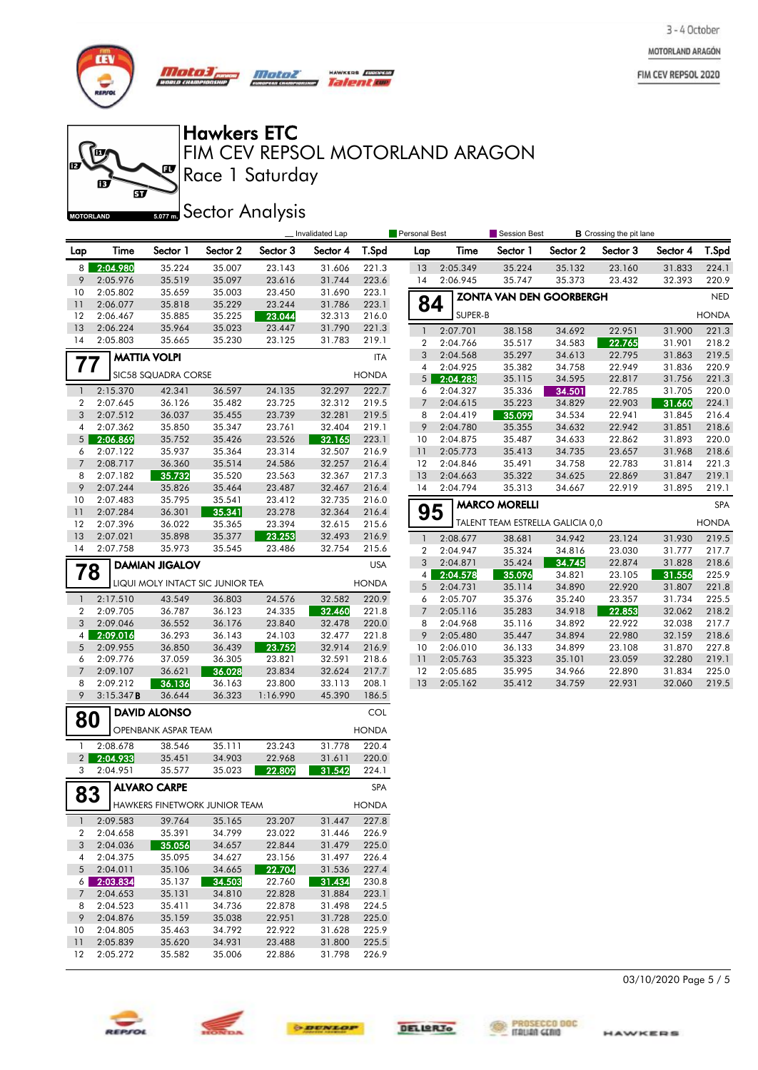3 - 4 October

MOTORLAND ARAGÓN

FIM CEV REPSOL 2020

# Hawkers ETC

## FIM CEV REPSOL MOTORLAND ARAGON

## Race 1 Saturday

## Sector Analysis

MOTORLAND 5.077 m.

Invalidated Lap | Personal Best | Session Best | B Crossing the pit lane

| Lap | Time | Sector 1 | Sector 2 | Sector 3 | Sector 4 | T.Spd |
|---|---|---|---|---|---|---|
| 8 | 2:04.980 | 35.224 | 35.007 | 23.143 | 31.606 | 221.3 |
| 9 | 2:05.976 | 35.519 | 35.097 | 23.616 | 31.744 | 223.6 |
| 10 | 2:05.802 | 35.659 | 35.003 | 23.450 | 31.690 | 223.1 |
| 11 | 2:06.077 | 35.818 | 35.229 | 23.244 | 31.786 | 223.1 |
| 12 | 2:06.467 | 35.885 | 35.225 | 23.044 | 32.313 | 216.0 |
| 13 | 2:06.224 | 35.964 | 35.023 | 23.447 | 31.790 | 221.3 |
| 14 | 2:05.803 | 35.665 | 35.230 | 23.125 | 31.783 | 219.1 |

### 77 MATTIA VOLPI — ITA
SIC58 SQUADRA CORSE — HONDA

| Lap | Time | Sector 1 | Sector 2 | Sector 3 | Sector 4 | T.Spd |
|---|---|---|---|---|---|---|
| 1 | 2:15.370 | 42.341 | 36.597 | 24.135 | 32.297 | 222.7 |
| 2 | 2:07.645 | 36.126 | 35.482 | 23.725 | 32.312 | 219.5 |
| 3 | 2:07.512 | 36.037 | 35.455 | 23.739 | 32.281 | 219.5 |
| 4 | 2:07.362 | 35.850 | 35.347 | 23.761 | 32.404 | 219.1 |
| 5 | 2:06.869 | 35.752 | 35.426 | 23.526 | 32.165 | 223.1 |
| 6 | 2:07.122 | 35.937 | 35.364 | 23.314 | 32.507 | 216.9 |
| 7 | 2:08.717 | 36.360 | 35.514 | 24.586 | 32.257 | 216.4 |
| 8 | 2:07.182 | 35.732 | 35.520 | 23.563 | 32.367 | 217.3 |
| 9 | 2:07.244 | 35.826 | 35.464 | 23.487 | 32.467 | 216.4 |
| 10 | 2:07.483 | 35.795 | 35.541 | 23.412 | 32.735 | 216.0 |
| 11 | 2:07.284 | 36.301 | 35.341 | 23.278 | 32.364 | 216.4 |
| 12 | 2:07.396 | 36.022 | 35.365 | 23.394 | 32.615 | 215.6 |
| 13 | 2:07.021 | 35.898 | 35.377 | 23.253 | 32.493 | 216.9 |
| 14 | 2:07.758 | 35.973 | 35.545 | 23.486 | 32.754 | 215.6 |

### 78 DAMIAN JIGALOV — USA
LIQUI MOLY INTACT SIC JUNIOR TEA — HONDA

| Lap | Time | Sector 1 | Sector 2 | Sector 3 | Sector 4 | T.Spd |
|---|---|---|---|---|---|---|
| 1 | 2:17.510 | 43.549 | 36.803 | 24.576 | 32.582 | 220.9 |
| 2 | 2:09.705 | 36.787 | 36.123 | 24.335 | 32.460 | 221.8 |
| 3 | 2:09.046 | 36.552 | 36.176 | 23.840 | 32.478 | 220.0 |
| 4 | 2:09.016 | 36.293 | 36.143 | 24.103 | 32.477 | 221.8 |
| 5 | 2:09.955 | 36.850 | 36.439 | 23.752 | 32.914 | 216.9 |
| 6 | 2:09.776 | 37.059 | 36.305 | 23.821 | 32.591 | 218.6 |
| 7 | 2:09.107 | 36.621 | 36.028 | 23.834 | 32.624 | 217.7 |
| 8 | 2:09.212 | 36.136 | 36.163 | 23.800 | 33.113 | 208.1 |
| 9 | 3:15.347 B | 36.644 | 36.323 | 1:16.990 | 45.390 | 186.5 |

### 80 DAVID ALONSO — COL
OPENBANK ASPAR TEAM — HONDA

| Lap | Time | Sector 1 | Sector 2 | Sector 3 | Sector 4 | T.Spd |
|---|---|---|---|---|---|---|
| 1 | 2:08.678 | 38.546 | 35.111 | 23.243 | 31.778 | 220.4 |
| 2 | 2:04.933 | 35.451 | 34.903 | 22.968 | 31.611 | 220.0 |
| 3 | 2:04.951 | 35.577 | 35.023 | 22.809 | 31.542 | 224.1 |

### 83 ALVARO CARPE — SPA
HAWKERS FINETWORK JUNIOR TEAM — HONDA

| Lap | Time | Sector 1 | Sector 2 | Sector 3 | Sector 4 | T.Spd |
|---|---|---|---|---|---|---|
| 1 | 2:09.583 | 39.764 | 35.165 | 23.207 | 31.447 | 227.8 |
| 2 | 2:04.658 | 35.391 | 34.799 | 23.022 | 31.446 | 226.9 |
| 3 | 2:04.036 | 35.056 | 34.657 | 22.844 | 31.479 | 225.0 |
| 4 | 2:04.375 | 35.095 | 34.627 | 23.156 | 31.497 | 226.4 |
| 5 | 2:04.011 | 35.106 | 34.665 | 22.704 | 31.536 | 227.4 |
| 6 | 2:03.834 | 35.137 | 34.503 | 22.760 | 31.434 | 230.8 |
| 7 | 2:04.653 | 35.131 | 34.810 | 22.828 | 31.884 | 223.1 |
| 8 | 2:04.523 | 35.411 | 34.736 | 22.878 | 31.498 | 224.5 |
| 9 | 2:04.876 | 35.159 | 35.038 | 22.951 | 31.728 | 225.0 |
| 10 | 2:04.805 | 35.463 | 34.792 | 22.922 | 31.628 | 225.9 |
| 11 | 2:05.839 | 35.620 | 34.931 | 23.488 | 31.800 | 225.5 |
| 12 | 2:05.272 | 35.582 | 35.006 | 22.886 | 31.798 | 226.9 |
| 13 | 2:05.349 | 35.224 | 35.132 | 23.160 | 31.833 | 224.1 |
| 14 | 2:06.945 | 35.747 | 35.373 | 23.432 | 32.393 | 220.9 |

### 84 ZONTA VAN DEN GOORBERGH — NED
SUPER-B — HONDA

| Lap | Time | Sector 1 | Sector 2 | Sector 3 | Sector 4 | T.Spd |
|---|---|---|---|---|---|---|
| 1 | 2:07.701 | 38.158 | 34.692 | 22.951 | 31.900 | 221.3 |
| 2 | 2:04.766 | 35.517 | 34.583 | 22.765 | 31.901 | 218.2 |
| 3 | 2:04.568 | 35.297 | 34.613 | 22.795 | 31.863 | 219.5 |
| 4 | 2:04.925 | 35.382 | 34.758 | 22.949 | 31.836 | 220.9 |
| 5 | 2:04.283 | 35.115 | 34.595 | 22.817 | 31.756 | 221.3 |
| 6 | 2:04.327 | 35.336 | 34.501 | 22.785 | 31.705 | 220.0 |
| 7 | 2:04.615 | 35.223 | 34.829 | 22.903 | 31.660 | 224.1 |
| 8 | 2:04.419 | 35.099 | 34.534 | 22.941 | 31.845 | 216.4 |
| 9 | 2:04.780 | 35.355 | 34.632 | 22.942 | 31.851 | 218.6 |
| 10 | 2:04.875 | 35.487 | 34.633 | 22.862 | 31.893 | 220.0 |
| 11 | 2:05.773 | 35.413 | 34.735 | 23.657 | 31.968 | 218.6 |
| 12 | 2:04.846 | 35.491 | 34.758 | 22.783 | 31.814 | 221.3 |
| 13 | 2:04.663 | 35.322 | 34.625 | 22.869 | 31.847 | 219.1 |
| 14 | 2:04.794 | 35.313 | 34.667 | 22.919 | 31.895 | 219.1 |

### 95 MARCO MORELLI — SPA
TALENT TEAM ESTRELLA GALICIA 0,0 — HONDA

| Lap | Time | Sector 1 | Sector 2 | Sector 3 | Sector 4 | T.Spd |
|---|---|---|---|---|---|---|
| 1 | 2:08.677 | 38.681 | 34.942 | 23.124 | 31.930 | 219.5 |
| 2 | 2:04.947 | 35.324 | 34.816 | 23.030 | 31.777 | 217.7 |
| 3 | 2:04.871 | 35.424 | 34.745 | 22.874 | 31.828 | 218.6 |
| 4 | 2:04.578 | 35.096 | 34.821 | 23.105 | 31.556 | 225.9 |
| 5 | 2:04.731 | 35.114 | 34.890 | 22.920 | 31.807 | 221.8 |
| 6 | 2:05.707 | 35.376 | 35.240 | 23.357 | 31.734 | 225.5 |
| 7 | 2:05.116 | 35.283 | 34.918 | 22.853 | 32.062 | 218.2 |
| 8 | 2:04.968 | 35.116 | 34.892 | 22.922 | 32.038 | 217.7 |
| 9 | 2:05.480 | 35.447 | 34.894 | 22.980 | 32.159 | 218.6 |
| 10 | 2:06.010 | 36.133 | 34.899 | 23.108 | 31.870 | 227.8 |
| 11 | 2:05.763 | 35.323 | 35.101 | 23.059 | 32.280 | 219.1 |
| 12 | 2:05.685 | 35.995 | 34.966 | 22.890 | 31.834 | 225.0 |
| 13 | 2:05.162 | 35.412 | 34.759 | 22.931 | 32.060 | 219.5 |

03/10/2020